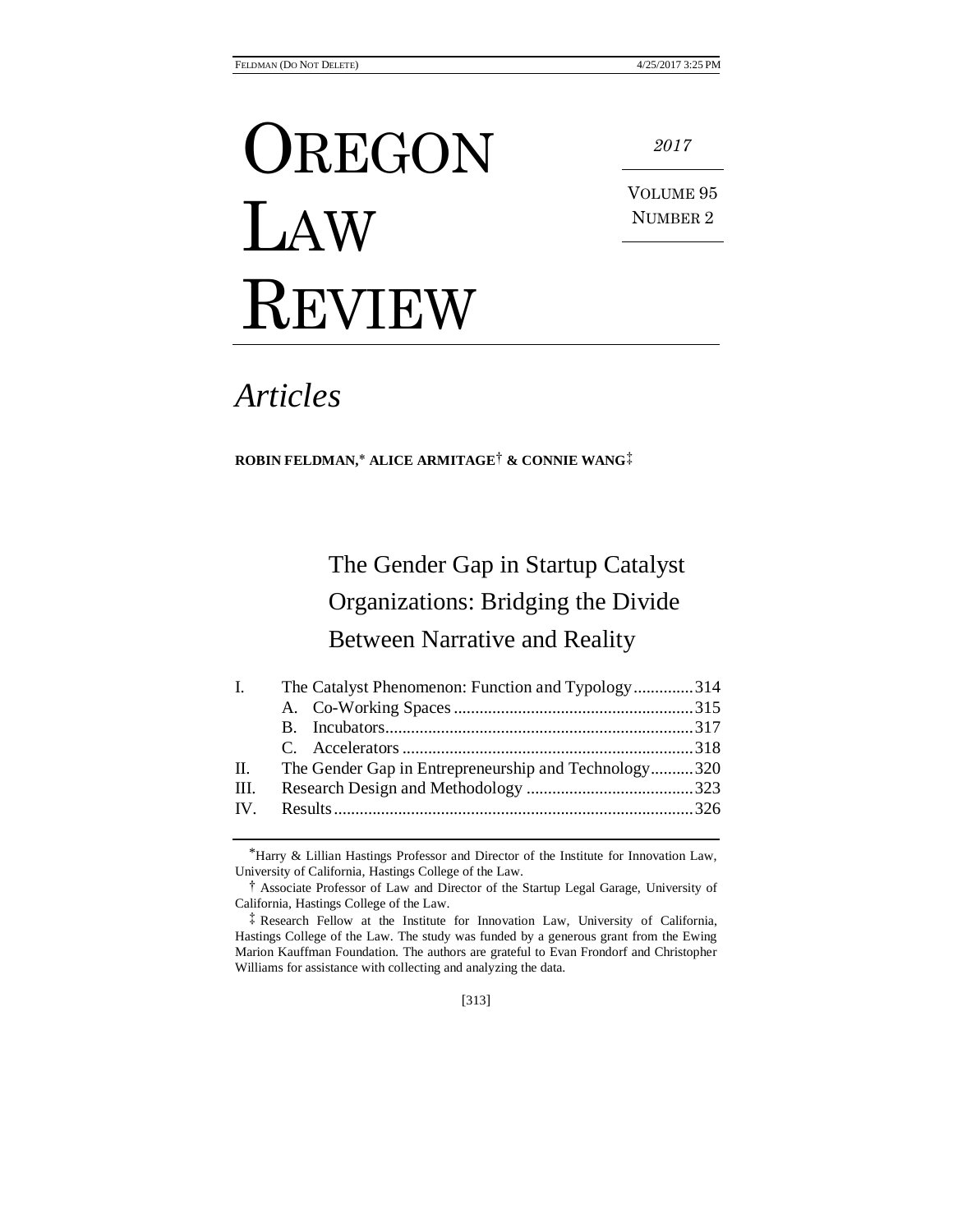# OREGON LAW REVIEW

*2017*

VOLUME 95
NUMBER 2

## *Articles*

**ROBIN FELDMAN,[*] ALICE ARMITAGE[†] & CONNIE WANG[‡]**

# The Gender Gap in Startup Catalyst Organizations: Bridging the Divide Between Narrative and Reality

| | | |
|---|---|---|
| I. | The Catalyst Phenomenon: Function and Typology | 314 |
| | A. Co-Working Spaces | 315 |
| | B. Incubators | 317 |
| | C. Accelerators | 318 |
| II. | The Gender Gap in Entrepreneurship and Technology | 320 |
| III. | Research Design and Methodology | 323 |
| IV. | Results | 326 |

[*] Harry & Lillian Hastings Professor and Director of the Institute for Innovation Law, University of California, Hastings College of the Law.

[†] Associate Professor of Law and Director of the Startup Legal Garage, University of California, Hastings College of the Law.

[‡] Research Fellow at the Institute for Innovation Law, University of California, Hastings College of the Law. The study was funded by a generous grant from the Ewing Marion Kauffman Foundation. The authors are grateful to Evan Frondorf and Christopher Williams for assistance with collecting and analyzing the data.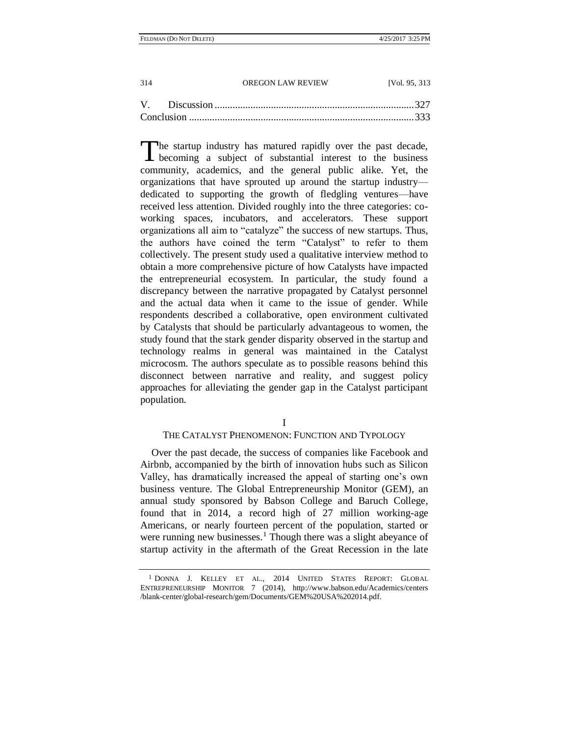| | |
|---|---|
| V. Discussion | 327 |
| Conclusion | 333 |

The startup industry has matured rapidly over the past decade, becoming a subject of substantial interest to the business community, academics, and the general public alike. Yet, the organizations that have sprouted up around the startup industry—dedicated to supporting the growth of fledgling ventures—have received less attention. Divided roughly into the three categories: co-working spaces, incubators, and accelerators. These support organizations all aim to "catalyze" the success of new startups. Thus, the authors have coined the term "Catalyst" to refer to them collectively. The present study used a qualitative interview method to obtain a more comprehensive picture of how Catalysts have impacted the entrepreneurial ecosystem. In particular, the study found a discrepancy between the narrative propagated by Catalyst personnel and the actual data when it came to the issue of gender. While respondents described a collaborative, open environment cultivated by Catalysts that should be particularly advantageous to women, the study found that the stark gender disparity observed in the startup and technology realms in general was maintained in the Catalyst microcosm. The authors speculate as to possible reasons behind this disconnect between narrative and reality, and suggest policy approaches for alleviating the gender gap in the Catalyst participant population.

## I
## THE CATALYST PHENOMENON: FUNCTION AND TYPOLOGY

Over the past decade, the success of companies like Facebook and Airbnb, accompanied by the birth of innovation hubs such as Silicon Valley, has dramatically increased the appeal of starting one's own business venture. The Global Entrepreneurship Monitor (GEM), an annual study sponsored by Babson College and Baruch College, found that in 2014, a record high of 27 million working-age Americans, or nearly fourteen percent of the population, started or were running new businesses.[1] Though there was a slight abeyance of startup activity in the aftermath of the Great Recession in the late

[1] DONNA J. KELLEY ET AL., 2014 UNITED STATES REPORT: GLOBAL ENTREPRENEURSHIP MONITOR 7 (2014), http://www.babson.edu/Academics/centers/blank-center/global-research/gem/Documents/GEM%20USA%202014.pdf.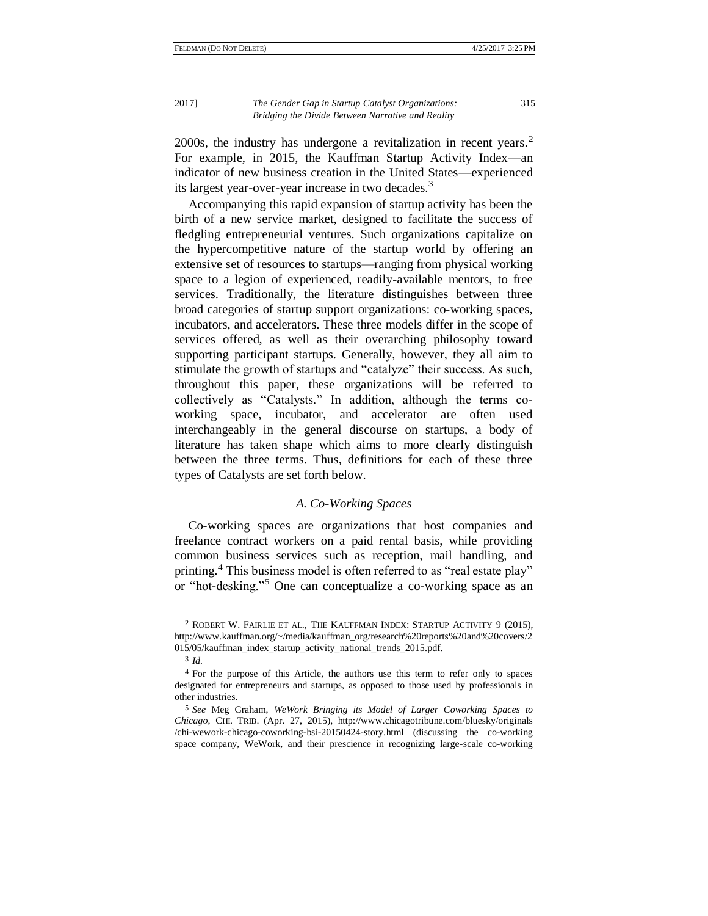2000s, the industry has undergone a revitalization in recent years.[2] For example, in 2015, the Kauffman Startup Activity Index—an indicator of new business creation in the United States—experienced its largest year-over-year increase in two decades.[3]

Accompanying this rapid expansion of startup activity has been the birth of a new service market, designed to facilitate the success of fledgling entrepreneurial ventures. Such organizations capitalize on the hypercompetitive nature of the startup world by offering an extensive set of resources to startups—ranging from physical working space to a legion of experienced, readily-available mentors, to free services. Traditionally, the literature distinguishes between three broad categories of startup support organizations: co-working spaces, incubators, and accelerators. These three models differ in the scope of services offered, as well as their overarching philosophy toward supporting participant startups. Generally, however, they all aim to stimulate the growth of startups and "catalyze" their success. As such, throughout this paper, these organizations will be referred to collectively as "Catalysts." In addition, although the terms co-working space, incubator, and accelerator are often used interchangeably in the general discourse on startups, a body of literature has taken shape which aims to more clearly distinguish between the three terms. Thus, definitions for each of these three types of Catalysts are set forth below.

### *A. Co-Working Spaces*

Co-working spaces are organizations that host companies and freelance contract workers on a paid rental basis, while providing common business services such as reception, mail handling, and printing.[4] This business model is often referred to as "real estate play" or "hot-desking."[5] One can conceptualize a co-working space as an

---

[2] ROBERT W. FAIRLIE ET AL., THE KAUFFMAN INDEX: STARTUP ACTIVITY 9 (2015), http://www.kauffman.org/~/media/kauffman_org/research%20reports%20and%20covers/2015/05/kauffman_index_startup_activity_national_trends_2015.pdf.

[3] *Id.*

[4] For the purpose of this Article, the authors use this term to refer only to spaces designated for entrepreneurs and startups, as opposed to those used by professionals in other industries.

[5] *See* Meg Graham, *WeWork Bringing its Model of Larger Coworking Spaces to Chicago*, CHI. TRIB. (Apr. 27, 2015), http://www.chicagotribune.com/bluesky/originals/chi-wework-chicago-coworking-bsi-20150424-story.html (discussing the co-working space company, WeWork, and their prescience in recognizing large-scale co-working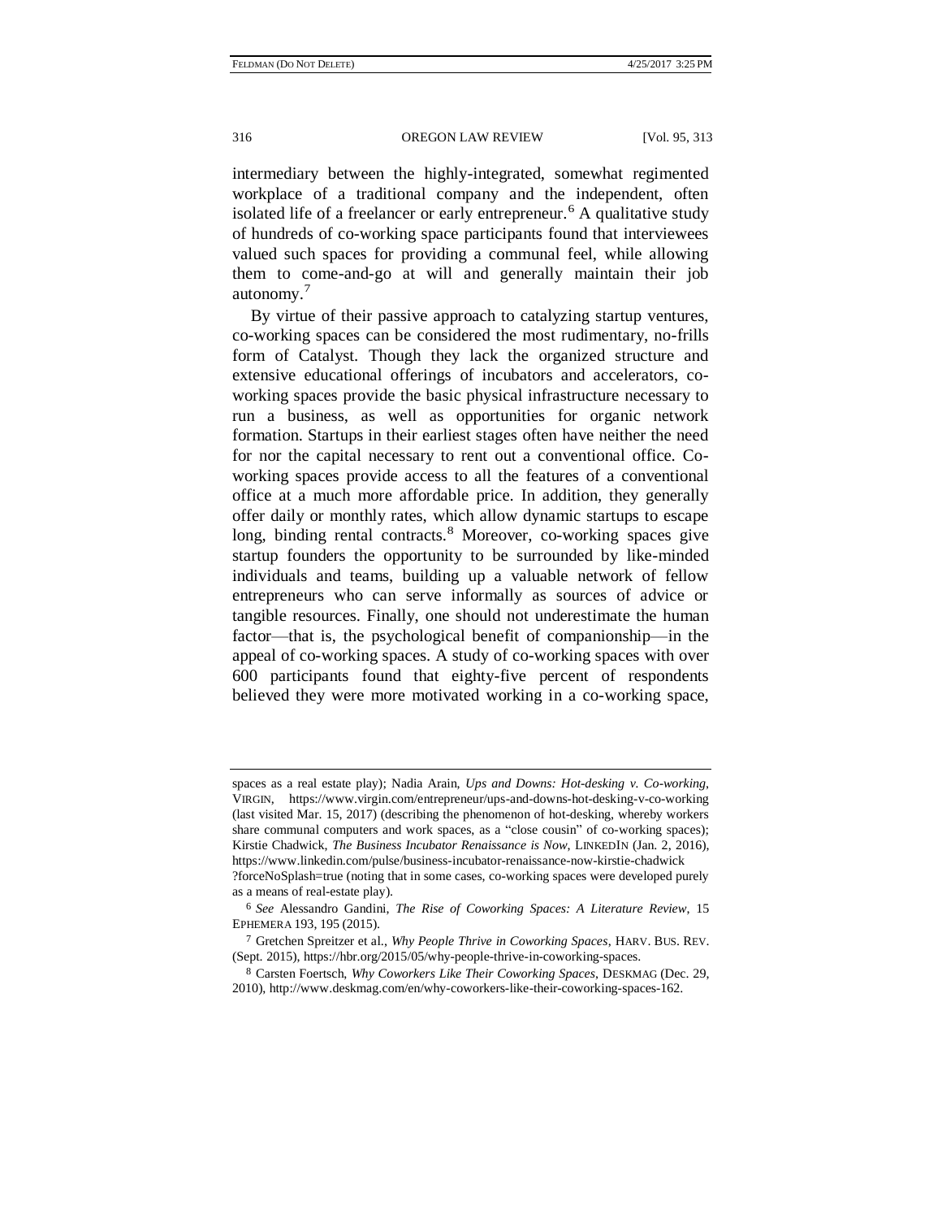intermediary between the highly-integrated, somewhat regimented workplace of a traditional company and the independent, often isolated life of a freelancer or early entrepreneur.[6] A qualitative study of hundreds of co-working space participants found that interviewees valued such spaces for providing a communal feel, while allowing them to come-and-go at will and generally maintain their job autonomy.[7]

By virtue of their passive approach to catalyzing startup ventures, co-working spaces can be considered the most rudimentary, no-frills form of Catalyst. Though they lack the organized structure and extensive educational offerings of incubators and accelerators, co-working spaces provide the basic physical infrastructure necessary to run a business, as well as opportunities for organic network formation. Startups in their earliest stages often have neither the need for nor the capital necessary to rent out a conventional office. Co-working spaces provide access to all the features of a conventional office at a much more affordable price. In addition, they generally offer daily or monthly rates, which allow dynamic startups to escape long, binding rental contracts.[8] Moreover, co-working spaces give startup founders the opportunity to be surrounded by like-minded individuals and teams, building up a valuable network of fellow entrepreneurs who can serve informally as sources of advice or tangible resources. Finally, one should not underestimate the human factor—that is, the psychological benefit of companionship—in the appeal of co-working spaces. A study of co-working spaces with over 600 participants found that eighty-five percent of respondents believed they were more motivated working in a co-working space,

---

spaces as a real estate play); Nadia Arain, *Ups and Downs: Hot-desking v. Co-working*, VIRGIN, https://www.virgin.com/entrepreneur/ups-and-downs-hot-desking-v-co-working (last visited Mar. 15, 2017) (describing the phenomenon of hot-desking, whereby workers share communal computers and work spaces, as a "close cousin" of co-working spaces); Kirstie Chadwick, *The Business Incubator Renaissance is Now*, LINKEDIN (Jan. 2, 2016), https://www.linkedin.com/pulse/business-incubator-renaissance-now-kirstie-chadwick ?forceNoSplash=true (noting that in some cases, co-working spaces were developed purely as a means of real-estate play).

[6] *See* Alessandro Gandini, *The Rise of Coworking Spaces: A Literature Review*, 15 EPHEMERA 193, 195 (2015).

[7] Gretchen Spreitzer et al., *Why People Thrive in Coworking Spaces*, HARV. BUS. REV. (Sept. 2015), https://hbr.org/2015/05/why-people-thrive-in-coworking-spaces.

[8] Carsten Foertsch, *Why Coworkers Like Their Coworking Spaces*, DESKMAG (Dec. 29, 2010), http://www.deskmag.com/en/why-coworkers-like-their-coworking-spaces-162.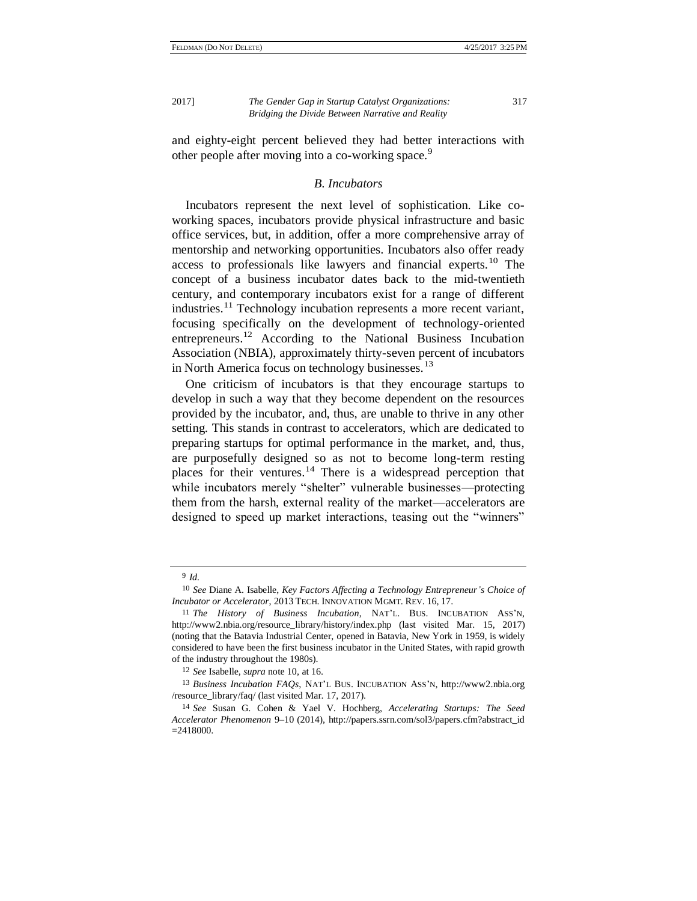and eighty-eight percent believed they had better interactions with other people after moving into a co-working space.[9]

### *B. Incubators*

Incubators represent the next level of sophistication. Like co-working spaces, incubators provide physical infrastructure and basic office services, but, in addition, offer a more comprehensive array of mentorship and networking opportunities. Incubators also offer ready access to professionals like lawyers and financial experts.[10] The concept of a business incubator dates back to the mid-twentieth century, and contemporary incubators exist for a range of different industries.[11] Technology incubation represents a more recent variant, focusing specifically on the development of technology-oriented entrepreneurs.[12] According to the National Business Incubation Association (NBIA), approximately thirty-seven percent of incubators in North America focus on technology businesses.[13]

One criticism of incubators is that they encourage startups to develop in such a way that they become dependent on the resources provided by the incubator, and, thus, are unable to thrive in any other setting. This stands in contrast to accelerators, which are dedicated to preparing startups for optimal performance in the market, and, thus, are purposefully designed so as not to become long-term resting places for their ventures.[14] There is a widespread perception that while incubators merely "shelter" vulnerable businesses—protecting them from the harsh, external reality of the market—accelerators are designed to speed up market interactions, teasing out the "winners"

---

[9] *Id.*

[10] *See* Diane A. Isabelle, *Key Factors Affecting a Technology Entrepreneur's Choice of Incubator or Accelerator*, 2013 TECH. INNOVATION MGMT. REV. 16, 17.

[11] *The History of Business Incubation*, NAT'L. BUS. INCUBATION ASS'N, http://www2.nbia.org/resource_library/history/index.php (last visited Mar. 15, 2017) (noting that the Batavia Industrial Center, opened in Batavia, New York in 1959, is widely considered to have been the first business incubator in the United States, with rapid growth of the industry throughout the 1980s).

[12] *See* Isabelle, *supra* note 10, at 16.

[13] *Business Incubation FAQs*, NAT'L BUS. INCUBATION ASS'N, http://www2.nbia.org/resource_library/faq/ (last visited Mar. 17, 2017).

[14] *See* Susan G. Cohen & Yael V. Hochberg, *Accelerating Startups: The Seed Accelerator Phenomenon* 9–10 (2014), http://papers.ssrn.com/sol3/papers.cfm?abstract_id=2418000.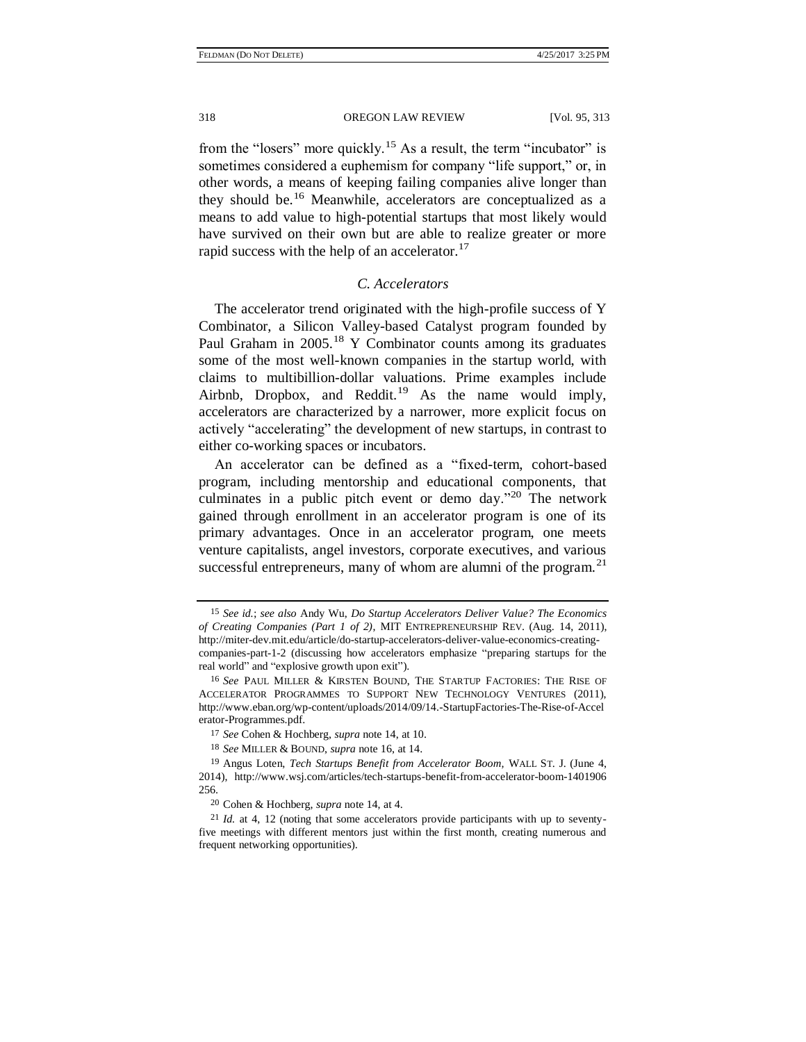from the "losers" more quickly.[15] As a result, the term "incubator" is sometimes considered a euphemism for company "life support," or, in other words, a means of keeping failing companies alive longer than they should be.[16] Meanwhile, accelerators are conceptualized as a means to add value to high-potential startups that most likely would have survived on their own but are able to realize greater or more rapid success with the help of an accelerator.[17]

### *C. Accelerators*

The accelerator trend originated with the high-profile success of Y Combinator, a Silicon Valley-based Catalyst program founded by Paul Graham in 2005.[18] Y Combinator counts among its graduates some of the most well-known companies in the startup world, with claims to multibillion-dollar valuations. Prime examples include Airbnb, Dropbox, and Reddit.[19] As the name would imply, accelerators are characterized by a narrower, more explicit focus on actively "accelerating" the development of new startups, in contrast to either co-working spaces or incubators.

An accelerator can be defined as a "fixed-term, cohort-based program, including mentorship and educational components, that culminates in a public pitch event or demo day."[20] The network gained through enrollment in an accelerator program is one of its primary advantages. Once in an accelerator program, one meets venture capitalists, angel investors, corporate executives, and various successful entrepreneurs, many of whom are alumni of the program.[21]

---

15 *See id.*; *see also* Andy Wu, *Do Startup Accelerators Deliver Value? The Economics of Creating Companies (Part 1 of 2)*, MIT ENTREPRENEURSHIP REV. (Aug. 14, 2011), http://miter-dev.mit.edu/article/do-startup-accelerators-deliver-value-economics-creating-companies-part-1-2 (discussing how accelerators emphasize "preparing startups for the real world" and "explosive growth upon exit").

16 *See* PAUL MILLER & KIRSTEN BOUND, THE STARTUP FACTORIES: THE RISE OF ACCELERATOR PROGRAMMES TO SUPPORT NEW TECHNOLOGY VENTURES (2011), http://www.eban.org/wp-content/uploads/2014/09/14.-StartupFactories-The-Rise-of-Accelerator-Programmes.pdf.

17 *See* Cohen & Hochberg, *supra* note 14, at 10.

18 *See* MILLER & BOUND, *supra* note 16, at 14.

19 Angus Loten, *Tech Startups Benefit from Accelerator Boom*, WALL ST. J. (June 4, 2014), http://www.wsj.com/articles/tech-startups-benefit-from-accelerator-boom-1401906256.

20 Cohen & Hochberg, *supra* note 14, at 4.

21 *Id.* at 4, 12 (noting that some accelerators provide participants with up to seventy-five meetings with different mentors just within the first month, creating numerous and frequent networking opportunities).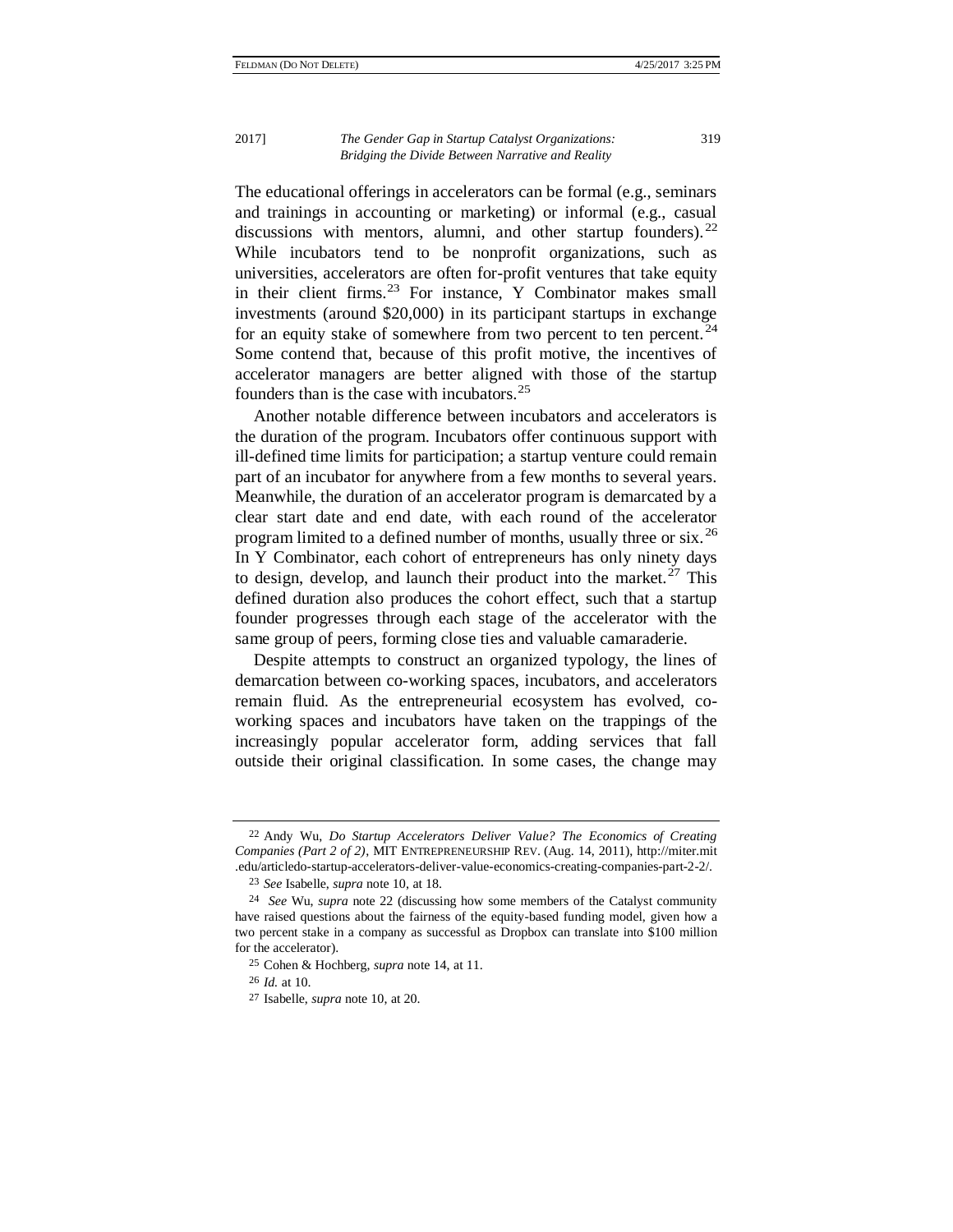The educational offerings in accelerators can be formal (e.g., seminars and trainings in accounting or marketing) or informal (e.g., casual discussions with mentors, alumni, and other startup founders).[22] While incubators tend to be nonprofit organizations, such as universities, accelerators are often for-profit ventures that take equity in their client firms.[23] For instance, Y Combinator makes small investments (around $20,000) in its participant startups in exchange for an equity stake of somewhere from two percent to ten percent.[24] Some contend that, because of this profit motive, the incentives of accelerator managers are better aligned with those of the startup founders than is the case with incubators.[25]

Another notable difference between incubators and accelerators is the duration of the program. Incubators offer continuous support with ill-defined time limits for participation; a startup venture could remain part of an incubator for anywhere from a few months to several years. Meanwhile, the duration of an accelerator program is demarcated by a clear start date and end date, with each round of the accelerator program limited to a defined number of months, usually three or six.[26] In Y Combinator, each cohort of entrepreneurs has only ninety days to design, develop, and launch their product into the market.[27] This defined duration also produces the cohort effect, such that a startup founder progresses through each stage of the accelerator with the same group of peers, forming close ties and valuable camaraderie.

Despite attempts to construct an organized typology, the lines of demarcation between co-working spaces, incubators, and accelerators remain fluid. As the entrepreneurial ecosystem has evolved, co-working spaces and incubators have taken on the trappings of the increasingly popular accelerator form, adding services that fall outside their original classification. In some cases, the change may

---

22 Andy Wu, *Do Startup Accelerators Deliver Value? The Economics of Creating Companies (Part 2 of 2)*, MIT ENTREPRENEURSHIP REV. (Aug. 14, 2011), http://miter.mit.edu/articledo-startup-accelerators-deliver-value-economics-creating-companies-part-2-2/.

23 *See* Isabelle, *supra* note 10, at 18.

24 *See* Wu, *supra* note 22 (discussing how some members of the Catalyst community have raised questions about the fairness of the equity-based funding model, given how a two percent stake in a company as successful as Dropbox can translate into $100 million for the accelerator).

25 Cohen & Hochberg, *supra* note 14, at 11.

26 *Id.* at 10.

27 Isabelle, *supra* note 10, at 20.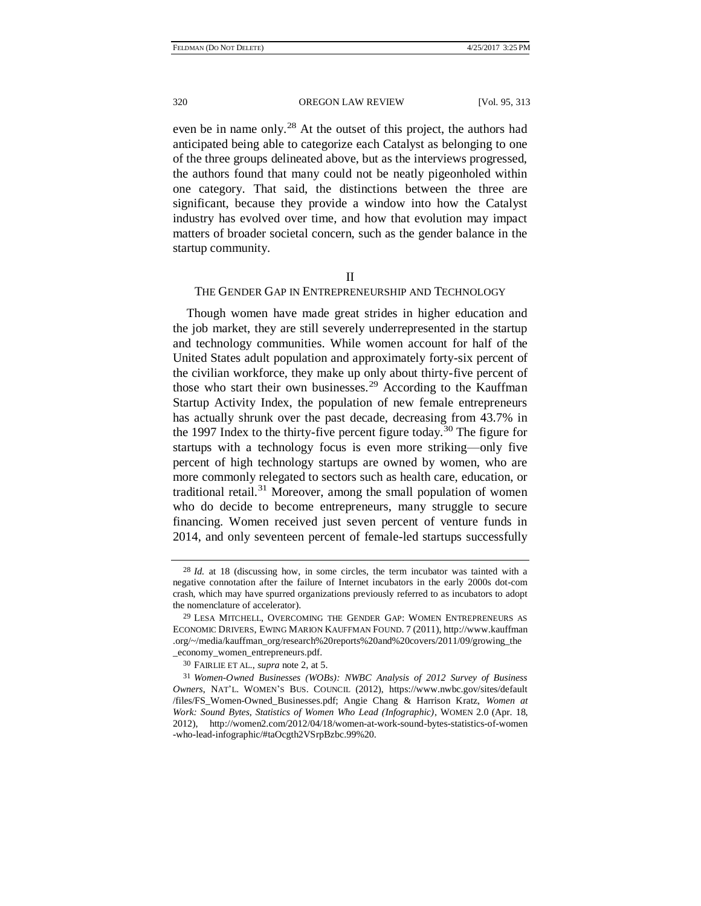even be in name only.[28] At the outset of this project, the authors had anticipated being able to categorize each Catalyst as belonging to one of the three groups delineated above, but as the interviews progressed, the authors found that many could not be neatly pigeonholed within one category. That said, the distinctions between the three are significant, because they provide a window into how the Catalyst industry has evolved over time, and how that evolution may impact matters of broader societal concern, such as the gender balance in the startup community.

## II
## THE GENDER GAP IN ENTREPRENEURSHIP AND TECHNOLOGY

Though women have made great strides in higher education and the job market, they are still severely underrepresented in the startup and technology communities. While women account for half of the United States adult population and approximately forty-six percent of the civilian workforce, they make up only about thirty-five percent of those who start their own businesses.[29] According to the Kauffman Startup Activity Index, the population of new female entrepreneurs has actually shrunk over the past decade, decreasing from 43.7% in the 1997 Index to the thirty-five percent figure today.[30] The figure for startups with a technology focus is even more striking—only five percent of high technology startups are owned by women, who are more commonly relegated to sectors such as health care, education, or traditional retail.[31] Moreover, among the small population of women who do decide to become entrepreneurs, many struggle to secure financing. Women received just seven percent of venture funds in 2014, and only seventeen percent of female-led startups successfully

---

[28] *Id.* at 18 (discussing how, in some circles, the term incubator was tainted with a negative connotation after the failure of Internet incubators in the early 2000s dot-com crash, which may have spurred organizations previously referred to as incubators to adopt the nomenclature of accelerator).

[29] LESA MITCHELL, OVERCOMING THE GENDER GAP: WOMEN ENTREPRENEURS AS ECONOMIC DRIVERS, EWING MARION KAUFFMAN FOUND. 7 (2011), http://www.kauffman.org/~/media/kauffman_org/research%20reports%20and%20covers/2011/09/growing_the_economy_women_entrepreneurs.pdf.

[30] FAIRLIE ET AL., *supra* note 2, at 5.

[31] *Women-Owned Businesses (WOBs): NWBC Analysis of 2012 Survey of Business Owners*, NAT'L. WOMEN'S BUS. COUNCIL (2012), https://www.nwbc.gov/sites/default/files/FS_Women-Owned_Businesses.pdf; Angie Chang & Harrison Kratz, *Women at Work: Sound Bytes, Statistics of Women Who Lead (Infographic)*, WOMEN 2.0 (Apr. 18, 2012), http://women2.com/2012/04/18/women-at-work-sound-bytes-statistics-of-women-who-lead-infographic/#taOcgth2VSrpBzbc.99%20.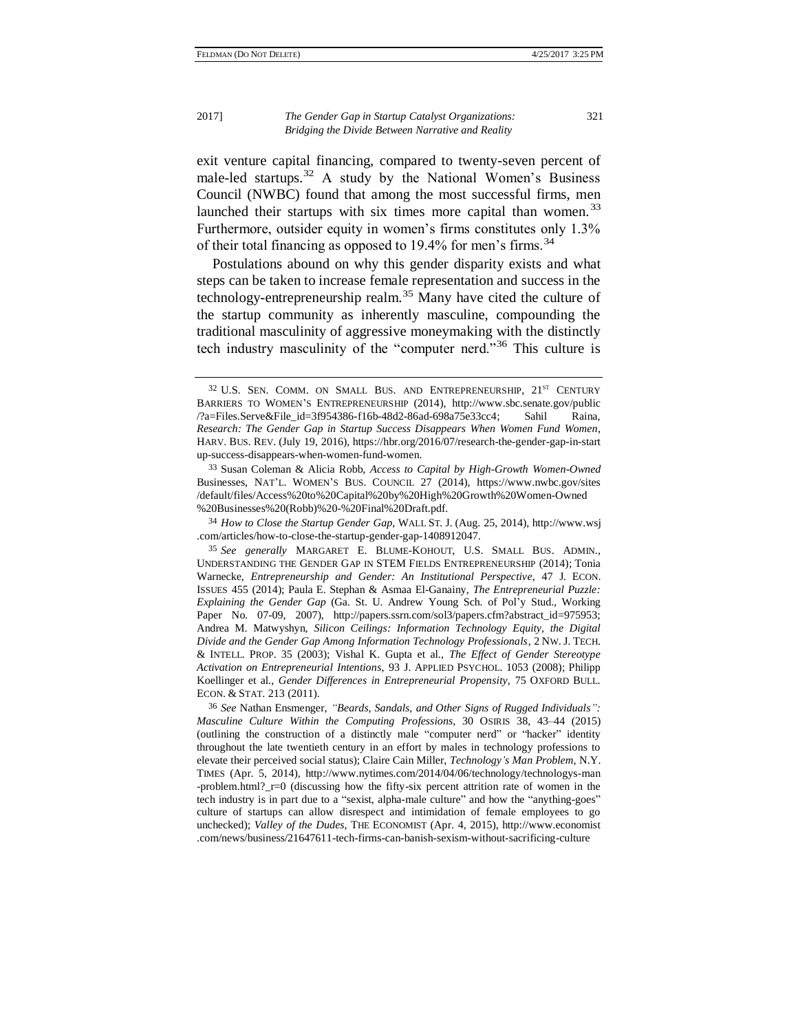exit venture capital financing, compared to twenty-seven percent of male-led startups.[32] A study by the National Women's Business Council (NWBC) found that among the most successful firms, men launched their startups with six times more capital than women.[33] Furthermore, outsider equity in women's firms constitutes only 1.3% of their total financing as opposed to 19.4% for men's firms.[34]

Postulations abound on why this gender disparity exists and what steps can be taken to increase female representation and success in the technology-entrepreneurship realm.[35] Many have cited the culture of the startup community as inherently masculine, compounding the traditional masculinity of aggressive moneymaking with the distinctly tech industry masculinity of the "computer nerd."[36] This culture is

---

[32] U.S. SEN. COMM. ON SMALL BUS. AND ENTREPRENEURSHIP, 21ST CENTURY BARRIERS TO WOMEN'S ENTREPRENEURSHIP (2014), http://www.sbc.senate.gov/public/?a=Files.Serve&File_id=3f954386-f16b-48d2-86ad-698a75e33cc4; Sahil Raina, *Research: The Gender Gap in Startup Success Disappears When Women Fund Women*, HARV. BUS. REV. (July 19, 2016), https://hbr.org/2016/07/research-the-gender-gap-in-startup-success-disappears-when-women-fund-women.

[33] Susan Coleman & Alicia Robb, *Access to Capital by High-Growth Women-Owned* Businesses, NAT'L. WOMEN'S BUS. COUNCIL 27 (2014), https://www.nwbc.gov/sites/default/files/Access%20to%20Capital%20by%20High%20Growth%20Women-Owned%20Businesses%20(Robb)%20-%20Final%20Draft.pdf.

[34] *How to Close the Startup Gender Gap*, WALL ST. J. (Aug. 25, 2014), http://www.wsj.com/articles/how-to-close-the-startup-gender-gap-1408912047.

[35] *See generally* MARGARET E. BLUME-KOHOUT, U.S. SMALL BUS. ADMIN., UNDERSTANDING THE GENDER GAP IN STEM FIELDS ENTREPRENEURSHIP (2014); Tonia Warnecke, *Entrepreneurship and Gender: An Institutional Perspective*, 47 J. ECON. ISSUES 455 (2014); Paula E. Stephan & Asmaa El-Ganainy, *The Entrepreneurial Puzzle: Explaining the Gender Gap* (Ga. St. U. Andrew Young Sch. of Pol'y Stud., Working Paper No. 07-09, 2007), http://papers.ssrn.com/sol3/papers.cfm?abstract_id=975953; Andrea M. Matwyshyn, *Silicon Ceilings: Information Technology Equity, the Digital Divide and the Gender Gap Among Information Technology Professionals*, 2 NW. J. TECH. & INTELL. PROP. 35 (2003); Vishal K. Gupta et al., *The Effect of Gender Stereotype Activation on Entrepreneurial Intentions*, 93 J. APPLIED PSYCHOL. 1053 (2008); Philipp Koellinger et al., *Gender Differences in Entrepreneurial Propensity*, 75 OXFORD BULL. ECON. & STAT. 213 (2011).

[36] *See* Nathan Ensmenger, *"Beards, Sandals, and Other Signs of Rugged Individuals": Masculine Culture Within the Computing Professions*, 30 OSIRIS 38, 43–44 (2015) (outlining the construction of a distinctly male "computer nerd" or "hacker" identity throughout the late twentieth century in an effort by males in technology professions to elevate their perceived social status); Claire Cain Miller, *Technology's Man Problem*, N.Y. TIMES (Apr. 5, 2014), http://www.nytimes.com/2014/04/06/technology/technologys-man-problem.html?_r=0 (discussing how the fifty-six percent attrition rate of women in the tech industry is in part due to a "sexist, alpha-male culture" and how the "anything-goes" culture of startups can allow disrespect and intimidation of female employees to go unchecked); *Valley of the Dudes*, THE ECONOMIST (Apr. 4, 2015), http://www.economist.com/news/business/21647611-tech-firms-can-banish-sexism-without-sacrificing-culture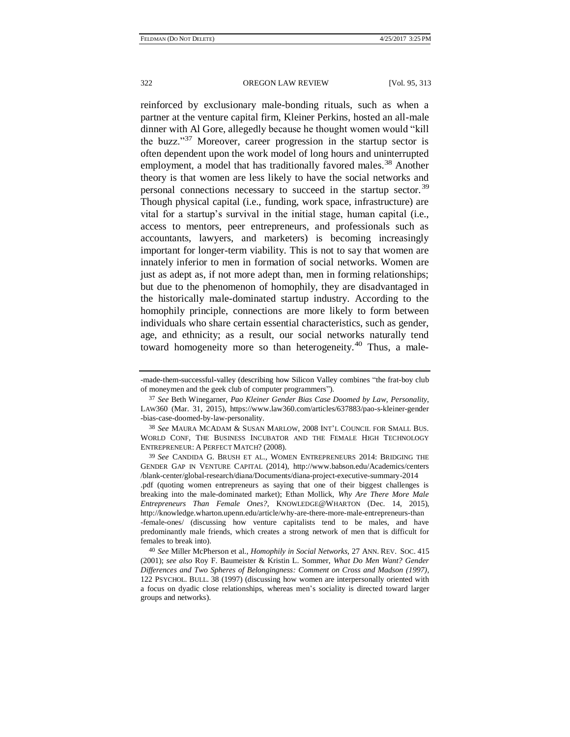reinforced by exclusionary male-bonding rituals, such as when a partner at the venture capital firm, Kleiner Perkins, hosted an all-male dinner with Al Gore, allegedly because he thought women would "kill the buzz."[37] Moreover, career progression in the startup sector is often dependent upon the work model of long hours and uninterrupted employment, a model that has traditionally favored males.[38] Another theory is that women are less likely to have the social networks and personal connections necessary to succeed in the startup sector.[39] Though physical capital (i.e., funding, work space, infrastructure) are vital for a startup's survival in the initial stage, human capital (i.e., access to mentors, peer entrepreneurs, and professionals such as accountants, lawyers, and marketers) is becoming increasingly important for longer-term viability. This is not to say that women are innately inferior to men in formation of social networks. Women are just as adept as, if not more adept than, men in forming relationships; but due to the phenomenon of homophily, they are disadvantaged in the historically male-dominated startup industry. According to the homophily principle, connections are more likely to form between individuals who share certain essential characteristics, such as gender, age, and ethnicity; as a result, our social networks naturally tend toward homogeneity more so than heterogeneity.[40] Thus, a male-

---

-made-them-successful-valley (describing how Silicon Valley combines "the frat-boy club of moneymen and the geek club of computer programmers").

[37] *See* Beth Winegarner, *Pao Kleiner Gender Bias Case Doomed by Law, Personality*, LAW360 (Mar. 31, 2015), https://www.law360.com/articles/637883/pao-s-kleiner-gender-bias-case-doomed-by-law-personality.

[38] *See* MAURA MCADAM & SUSAN MARLOW, 2008 INT'L COUNCIL FOR SMALL BUS. WORLD CONF, THE BUSINESS INCUBATOR AND THE FEMALE HIGH TECHNOLOGY ENTREPRENEUR: A PERFECT MATCH? (2008).

[39] *See* CANDIDA G. BRUSH ET AL., WOMEN ENTREPRENEURS 2014: BRIDGING THE GENDER GAP IN VENTURE CAPITAL (2014), http://www.babson.edu/Academics/centers/blank-center/global-research/diana/Documents/diana-project-executive-summary-2014.pdf (quoting women entrepreneurs as saying that one of their biggest challenges is breaking into the male-dominated market); Ethan Mollick, *Why Are There More Male Entrepreneurs Than Female Ones?*, KNOWLEDGE@WHARTON (Dec. 14, 2015), http://knowledge.wharton.upenn.edu/article/why-are-there-more-male-entrepreneurs-than-female-ones/ (discussing how venture capitalists tend to be males, and have predominantly male friends, which creates a strong network of men that is difficult for females to break into).

[40] *See* Miller McPherson et al., *Homophily in Social Networks*, 27 ANN. REV. SOC. 415 (2001); *see also* Roy F. Baumeister & Kristin L. Sommer, *What Do Men Want? Gender Differences and Two Spheres of Belongingness: Comment on Cross and Madson (1997)*, 122 PSYCHOL. BULL. 38 (1997) (discussing how women are interpersonally oriented with a focus on dyadic close relationships, whereas men's sociality is directed toward larger groups and networks).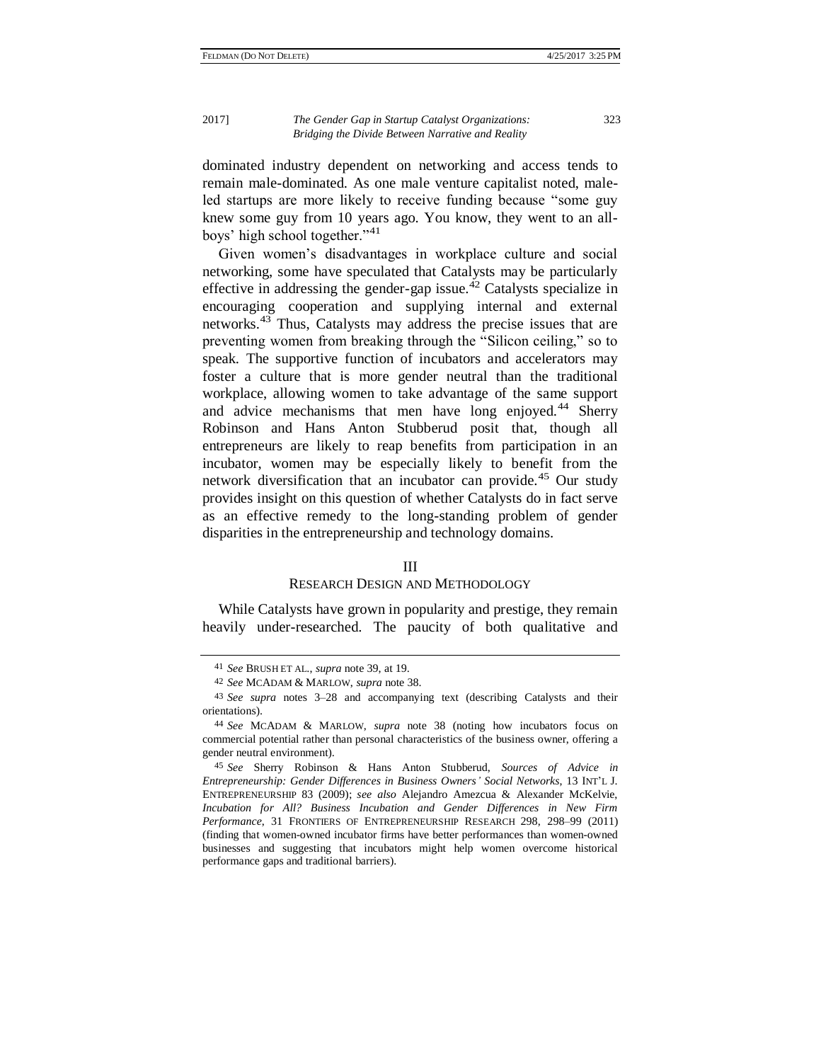dominated industry dependent on networking and access tends to remain male-dominated. As one male venture capitalist noted, male-led startups are more likely to receive funding because "some guy knew some guy from 10 years ago. You know, they went to an all-boys' high school together."[41]

Given women's disadvantages in workplace culture and social networking, some have speculated that Catalysts may be particularly effective in addressing the gender-gap issue.[42] Catalysts specialize in encouraging cooperation and supplying internal and external networks.[43] Thus, Catalysts may address the precise issues that are preventing women from breaking through the "Silicon ceiling," so to speak. The supportive function of incubators and accelerators may foster a culture that is more gender neutral than the traditional workplace, allowing women to take advantage of the same support and advice mechanisms that men have long enjoyed.[44] Sherry Robinson and Hans Anton Stubberud posit that, though all entrepreneurs are likely to reap benefits from participation in an incubator, women may be especially likely to benefit from the network diversification that an incubator can provide.[45] Our study provides insight on this question of whether Catalysts do in fact serve as an effective remedy to the long-standing problem of gender disparities in the entrepreneurship and technology domains.

## III
## RESEARCH DESIGN AND METHODOLOGY

While Catalysts have grown in popularity and prestige, they remain heavily under-researched. The paucity of both qualitative and

---

41 *See* BRUSH ET AL., *supra* note 39, at 19.

42 *See* MCADAM & MARLOW, *supra* note 38.

43 *See supra* notes 3–28 and accompanying text (describing Catalysts and their orientations).

44 *See* MCADAM & MARLOW, *supra* note 38 (noting how incubators focus on commercial potential rather than personal characteristics of the business owner, offering a gender neutral environment).

45 *See* Sherry Robinson & Hans Anton Stubberud, *Sources of Advice in Entrepreneurship: Gender Differences in Business Owners' Social Networks*, 13 INT'L J. ENTREPRENEURSHIP 83 (2009); *see also* Alejandro Amezcua & Alexander McKelvie, *Incubation for All? Business Incubation and Gender Differences in New Firm Performance*, 31 FRONTIERS OF ENTREPRENEURSHIP RESEARCH 298, 298–99 (2011) (finding that women-owned incubator firms have better performances than women-owned businesses and suggesting that incubators might help women overcome historical performance gaps and traditional barriers).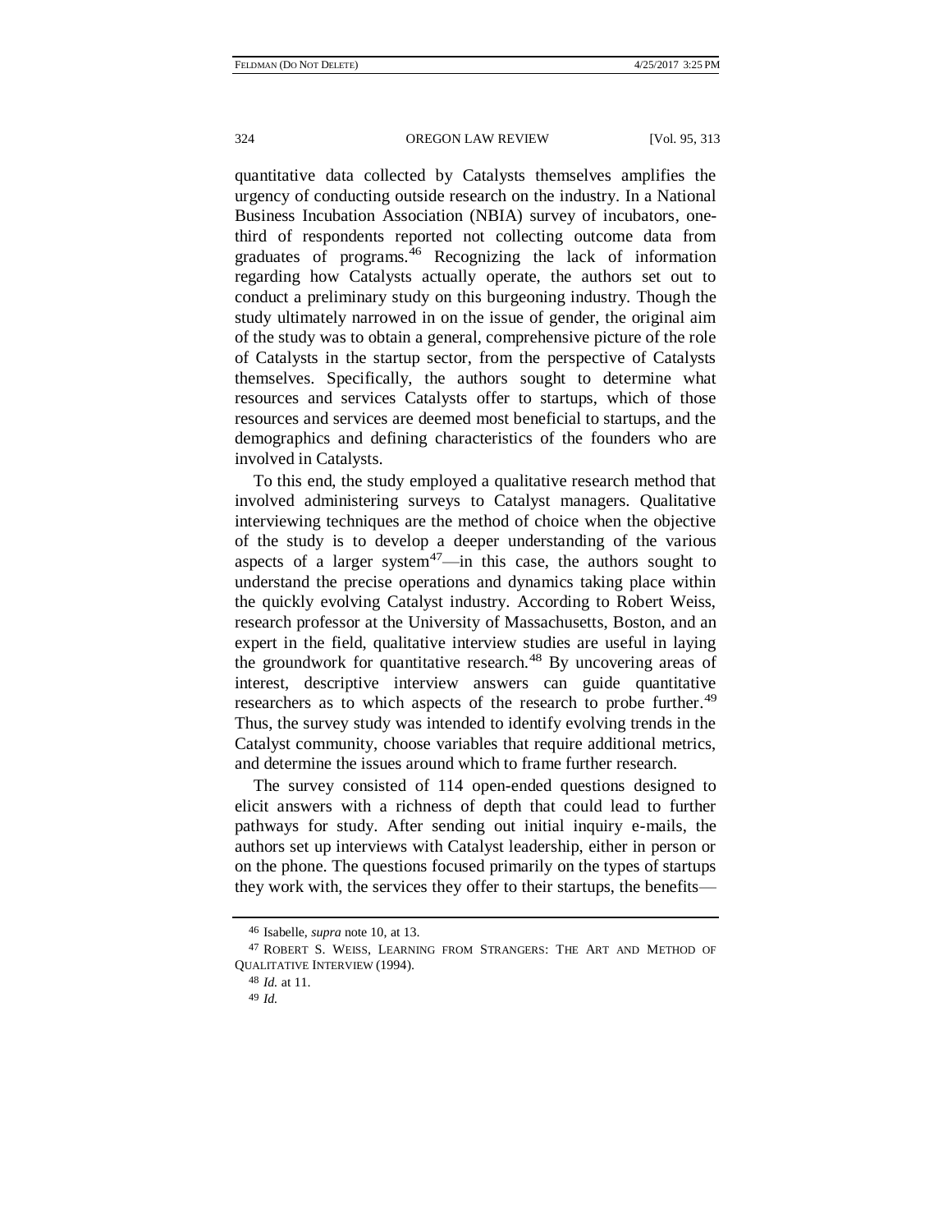quantitative data collected by Catalysts themselves amplifies the urgency of conducting outside research on the industry. In a National Business Incubation Association (NBIA) survey of incubators, one-third of respondents reported not collecting outcome data from graduates of programs.[46] Recognizing the lack of information regarding how Catalysts actually operate, the authors set out to conduct a preliminary study on this burgeoning industry. Though the study ultimately narrowed in on the issue of gender, the original aim of the study was to obtain a general, comprehensive picture of the role of Catalysts in the startup sector, from the perspective of Catalysts themselves. Specifically, the authors sought to determine what resources and services Catalysts offer to startups, which of those resources and services are deemed most beneficial to startups, and the demographics and defining characteristics of the founders who are involved in Catalysts.

To this end, the study employed a qualitative research method that involved administering surveys to Catalyst managers. Qualitative interviewing techniques are the method of choice when the objective of the study is to develop a deeper understanding of the various aspects of a larger system[47]—in this case, the authors sought to understand the precise operations and dynamics taking place within the quickly evolving Catalyst industry. According to Robert Weiss, research professor at the University of Massachusetts, Boston, and an expert in the field, qualitative interview studies are useful in laying the groundwork for quantitative research.[48] By uncovering areas of interest, descriptive interview answers can guide quantitative researchers as to which aspects of the research to probe further.[49] Thus, the survey study was intended to identify evolving trends in the Catalyst community, choose variables that require additional metrics, and determine the issues around which to frame further research.

The survey consisted of 114 open-ended questions designed to elicit answers with a richness of depth that could lead to further pathways for study. After sending out initial inquiry e-mails, the authors set up interviews with Catalyst leadership, either in person or on the phone. The questions focused primarily on the types of startups they work with, the services they offer to their startups, the benefits—

---

46 Isabelle, *supra* note 10, at 13.

47 ROBERT S. WEISS, LEARNING FROM STRANGERS: THE ART AND METHOD OF QUALITATIVE INTERVIEW (1994).

48 *Id.* at 11.

49 *Id.*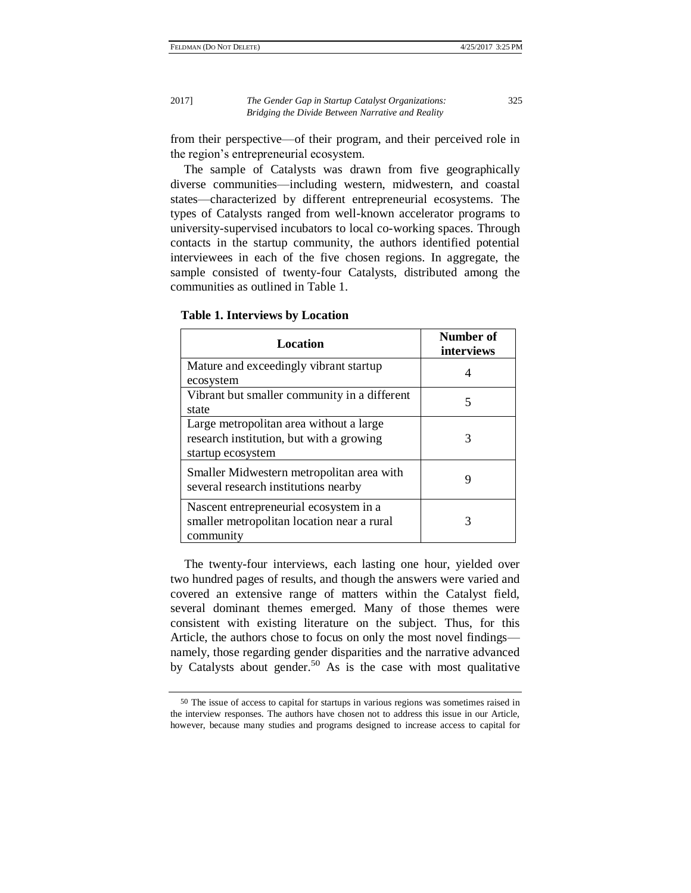from their perspective—of their program, and their perceived role in the region's entrepreneurial ecosystem.

The sample of Catalysts was drawn from five geographically diverse communities—including western, midwestern, and coastal states—characterized by different entrepreneurial ecosystems. The types of Catalysts ranged from well-known accelerator programs to university-supervised incubators to local co-working spaces. Through contacts in the startup community, the authors identified potential interviewees in each of the five chosen regions. In aggregate, the sample consisted of twenty-four Catalysts, distributed among the communities as outlined in Table 1.

**Table 1. Interviews by Location**

| Location | Number of interviews |
|---|---|
| Mature and exceedingly vibrant startup ecosystem | 4 |
| Vibrant but smaller community in a different state | 5 |
| Large metropolitan area without a large research institution, but with a growing startup ecosystem | 3 |
| Smaller Midwestern metropolitan area with several research institutions nearby | 9 |
| Nascent entrepreneurial ecosystem in a smaller metropolitan location near a rural community | 3 |

The twenty-four interviews, each lasting one hour, yielded over two hundred pages of results, and though the answers were varied and covered an extensive range of matters within the Catalyst field, several dominant themes emerged. Many of those themes were consistent with existing literature on the subject. Thus, for this Article, the authors chose to focus on only the most novel findings—namely, those regarding gender disparities and the narrative advanced by Catalysts about gender.[50] As is the case with most qualitative

---

[50] The issue of access to capital for startups in various regions was sometimes raised in the interview responses. The authors have chosen not to address this issue in our Article, however, because many studies and programs designed to increase access to capital for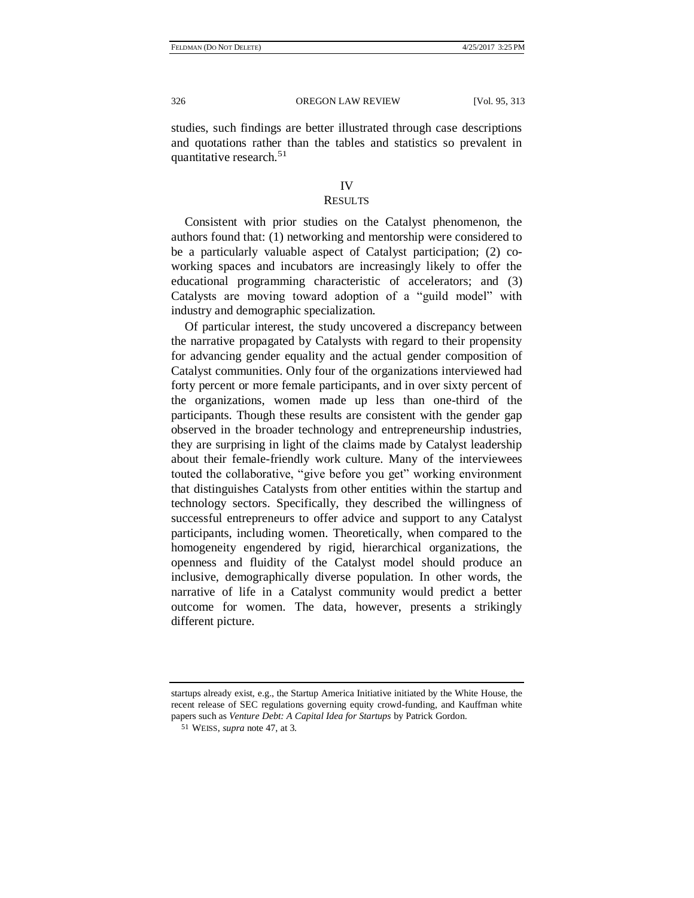studies, such findings are better illustrated through case descriptions and quotations rather than the tables and statistics so prevalent in quantitative research.[51]

## IV
## RESULTS

Consistent with prior studies on the Catalyst phenomenon, the authors found that: (1) networking and mentorship were considered to be a particularly valuable aspect of Catalyst participation; (2) co-working spaces and incubators are increasingly likely to offer the educational programming characteristic of accelerators; and (3) Catalysts are moving toward adoption of a "guild model" with industry and demographic specialization.

Of particular interest, the study uncovered a discrepancy between the narrative propagated by Catalysts with regard to their propensity for advancing gender equality and the actual gender composition of Catalyst communities. Only four of the organizations interviewed had forty percent or more female participants, and in over sixty percent of the organizations, women made up less than one-third of the participants. Though these results are consistent with the gender gap observed in the broader technology and entrepreneurship industries, they are surprising in light of the claims made by Catalyst leadership about their female-friendly work culture. Many of the interviewees touted the collaborative, "give before you get" working environment that distinguishes Catalysts from other entities within the startup and technology sectors. Specifically, they described the willingness of successful entrepreneurs to offer advice and support to any Catalyst participants, including women. Theoretically, when compared to the homogeneity engendered by rigid, hierarchical organizations, the openness and fluidity of the Catalyst model should produce an inclusive, demographically diverse population. In other words, the narrative of life in a Catalyst community would predict a better outcome for women. The data, however, presents a strikingly different picture.

---

startups already exist, e.g., the Startup America Initiative initiated by the White House, the recent release of SEC regulations governing equity crowd-funding, and Kauffman white papers such as *Venture Debt: A Capital Idea for Startups* by Patrick Gordon.

[51] WEISS, *supra* note 47, at 3.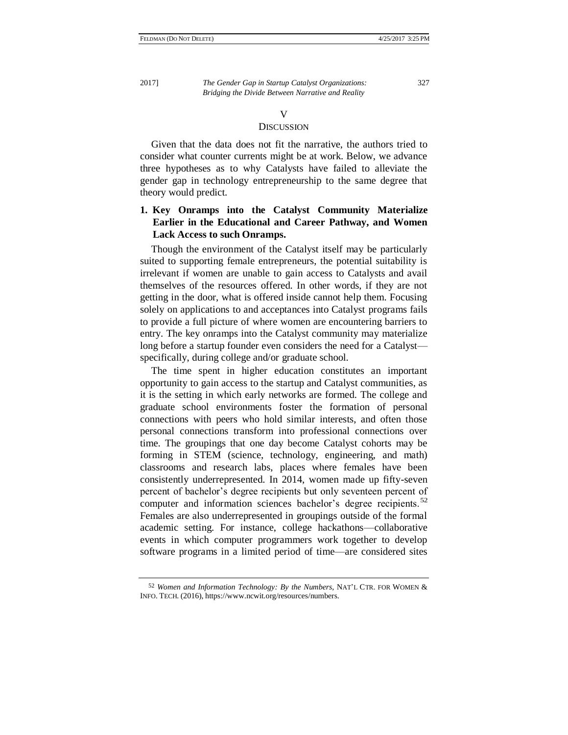## V

## Discussion

Given that the data does not fit the narrative, the authors tried to consider what counter currents might be at work. Below, we advance three hypotheses as to why Catalysts have failed to alleviate the gender gap in technology entrepreneurship to the same degree that theory would predict.

### 1. Key Onramps into the Catalyst Community Materialize Earlier in the Educational and Career Pathway, and Women Lack Access to such Onramps.

Though the environment of the Catalyst itself may be particularly suited to supporting female entrepreneurs, the potential suitability is irrelevant if women are unable to gain access to Catalysts and avail themselves of the resources offered. In other words, if they are not getting in the door, what is offered inside cannot help them. Focusing solely on applications to and acceptances into Catalyst programs fails to provide a full picture of where women are encountering barriers to entry. The key onramps into the Catalyst community may materialize long before a startup founder even considers the need for a Catalyst—specifically, during college and/or graduate school.

The time spent in higher education constitutes an important opportunity to gain access to the startup and Catalyst communities, as it is the setting in which early networks are formed. The college and graduate school environments foster the formation of personal connections with peers who hold similar interests, and often those personal connections transform into professional connections over time. The groupings that one day become Catalyst cohorts may be forming in STEM (science, technology, engineering, and math) classrooms and research labs, places where females have been consistently underrepresented. In 2014, women made up fifty-seven percent of bachelor's degree recipients but only seventeen percent of computer and information sciences bachelor's degree recipients.[52] Females are also underrepresented in groupings outside of the formal academic setting. For instance, college hackathons—collaborative events in which computer programmers work together to develop software programs in a limited period of time—are considered sites

[52] *Women and Information Technology: By the Numbers*, NAT'L CTR. FOR WOMEN & INFO. TECH. (2016), https://www.ncwit.org/resources/numbers.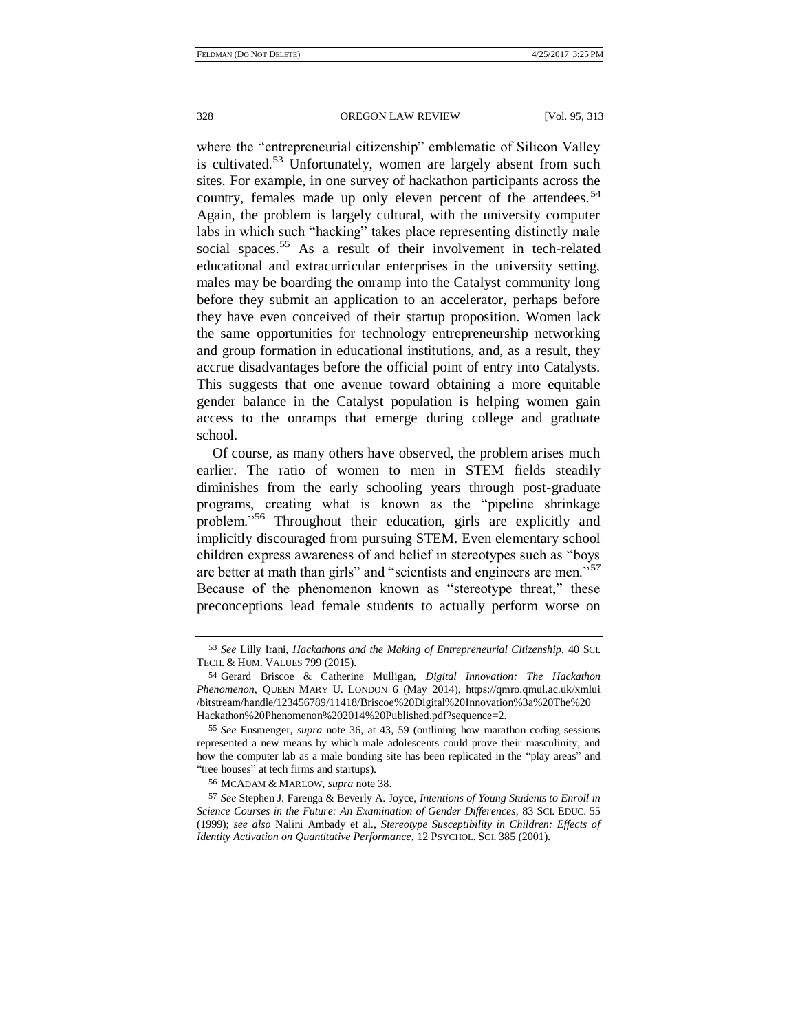where the "entrepreneurial citizenship" emblematic of Silicon Valley is cultivated.[53] Unfortunately, women are largely absent from such sites. For example, in one survey of hackathon participants across the country, females made up only eleven percent of the attendees.[54] Again, the problem is largely cultural, with the university computer labs in which such "hacking" takes place representing distinctly male social spaces.[55] As a result of their involvement in tech-related educational and extracurricular enterprises in the university setting, males may be boarding the onramp into the Catalyst community long before they submit an application to an accelerator, perhaps before they have even conceived of their startup proposition. Women lack the same opportunities for technology entrepreneurship networking and group formation in educational institutions, and, as a result, they accrue disadvantages before the official point of entry into Catalysts. This suggests that one avenue toward obtaining a more equitable gender balance in the Catalyst population is helping women gain access to the onramps that emerge during college and graduate school.

Of course, as many others have observed, the problem arises much earlier. The ratio of women to men in STEM fields steadily diminishes from the early schooling years through post-graduate programs, creating what is known as the "pipeline shrinkage problem."[56] Throughout their education, girls are explicitly and implicitly discouraged from pursuing STEM. Even elementary school children express awareness of and belief in stereotypes such as "boys are better at math than girls" and "scientists and engineers are men."[57] Because of the phenomenon known as "stereotype threat," these preconceptions lead female students to actually perform worse on

---

[53] *See* Lilly Irani, *Hackathons and the Making of Entrepreneurial Citizenship*, 40 SCI. TECH. & HUM. VALUES 799 (2015).

[54] Gerard Briscoe & Catherine Mulligan, *Digital Innovation: The Hackathon Phenomenon*, QUEEN MARY U. LONDON 6 (May 2014), https://qmro.qmul.ac.uk/xmlui/bitstream/handle/123456789/11418/Briscoe%20Digital%20Innovation%3a%20The%20Hackathon%20Phenomenon%202014%20Published.pdf?sequence=2.

[55] *See* Ensmenger, *supra* note 36, at 43, 59 (outlining how marathon coding sessions represented a new means by which male adolescents could prove their masculinity, and how the computer lab as a male bonding site has been replicated in the "play areas" and "tree houses" at tech firms and startups).

[56] MCADAM & MARLOW, *supra* note 38.

[57] *See* Stephen J. Farenga & Beverly A. Joyce, *Intentions of Young Students to Enroll in Science Courses in the Future: An Examination of Gender Differences*, 83 SCI. EDUC. 55 (1999); *see also* Nalini Ambady et al., *Stereotype Susceptibility in Children: Effects of Identity Activation on Quantitative Performance*, 12 PSYCHOL. SCI. 385 (2001).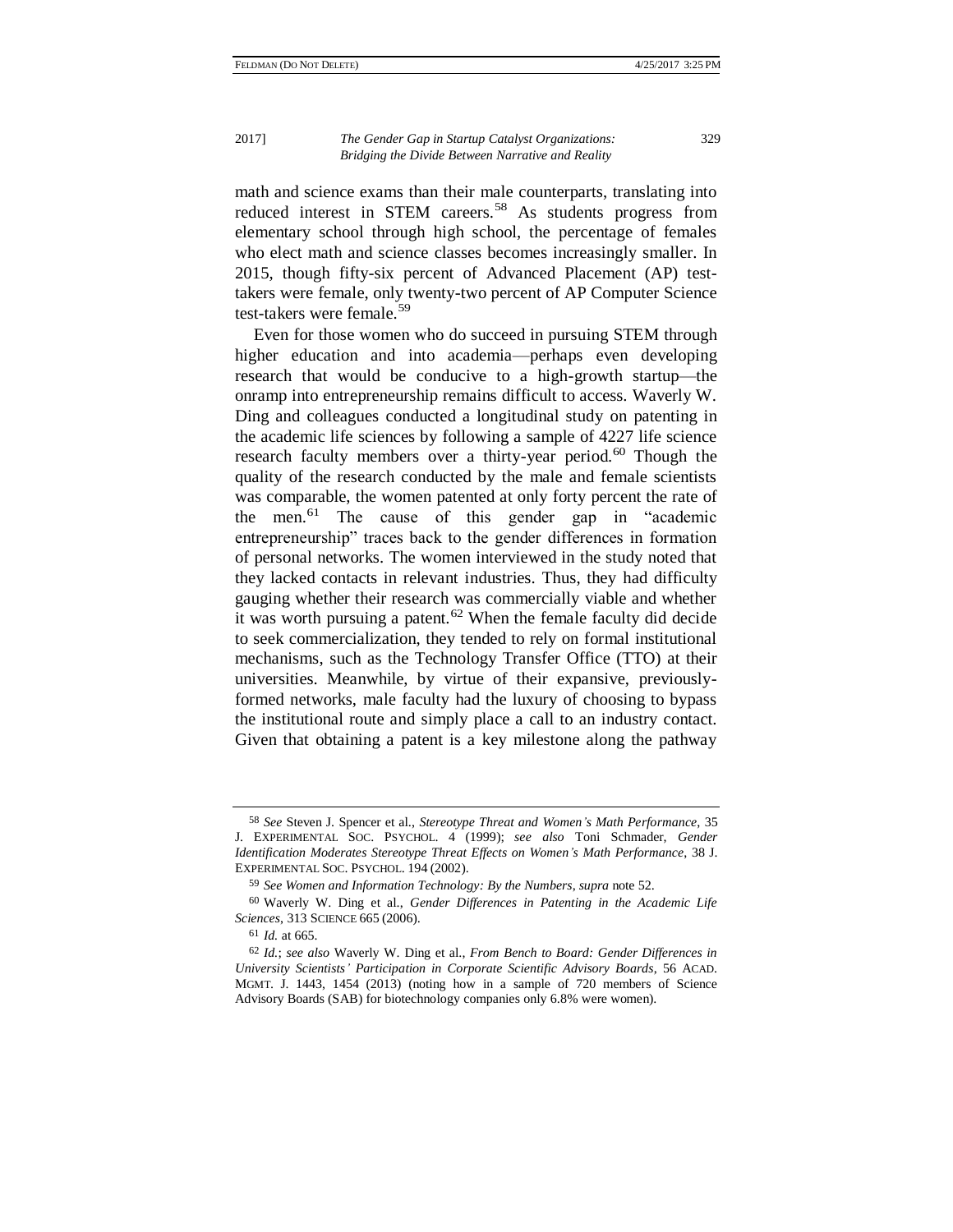math and science exams than their male counterparts, translating into reduced interest in STEM careers.[58] As students progress from elementary school through high school, the percentage of females who elect math and science classes becomes increasingly smaller. In 2015, though fifty-six percent of Advanced Placement (AP) test-takers were female, only twenty-two percent of AP Computer Science test-takers were female.[59]

Even for those women who do succeed in pursuing STEM through higher education and into academia—perhaps even developing research that would be conducive to a high-growth startup—the onramp into entrepreneurship remains difficult to access. Waverly W. Ding and colleagues conducted a longitudinal study on patenting in the academic life sciences by following a sample of 4227 life science research faculty members over a thirty-year period.[60] Though the quality of the research conducted by the male and female scientists was comparable, the women patented at only forty percent the rate of the men.[61] The cause of this gender gap in "academic entrepreneurship" traces back to the gender differences in formation of personal networks. The women interviewed in the study noted that they lacked contacts in relevant industries. Thus, they had difficulty gauging whether their research was commercially viable and whether it was worth pursuing a patent.[62] When the female faculty did decide to seek commercialization, they tended to rely on formal institutional mechanisms, such as the Technology Transfer Office (TTO) at their universities. Meanwhile, by virtue of their expansive, previously-formed networks, male faculty had the luxury of choosing to bypass the institutional route and simply place a call to an industry contact. Given that obtaining a patent is a key milestone along the pathway

---

[58] *See* Steven J. Spencer et al., *Stereotype Threat and Women's Math Performance*, 35 J. EXPERIMENTAL SOC. PSYCHOL. 4 (1999); *see also* Toni Schmader, *Gender Identification Moderates Stereotype Threat Effects on Women's Math Performance*, 38 J. EXPERIMENTAL SOC. PSYCHOL. 194 (2002).

[59] *See Women and Information Technology: By the Numbers*, *supra* note 52.

[60] Waverly W. Ding et al., *Gender Differences in Patenting in the Academic Life Sciences*, 313 SCIENCE 665 (2006).

[61] *Id.* at 665.

[62] *Id.*; *see also* Waverly W. Ding et al., *From Bench to Board: Gender Differences in University Scientists' Participation in Corporate Scientific Advisory Boards*, 56 ACAD. MGMT. J. 1443, 1454 (2013) (noting how in a sample of 720 members of Science Advisory Boards (SAB) for biotechnology companies only 6.8% were women).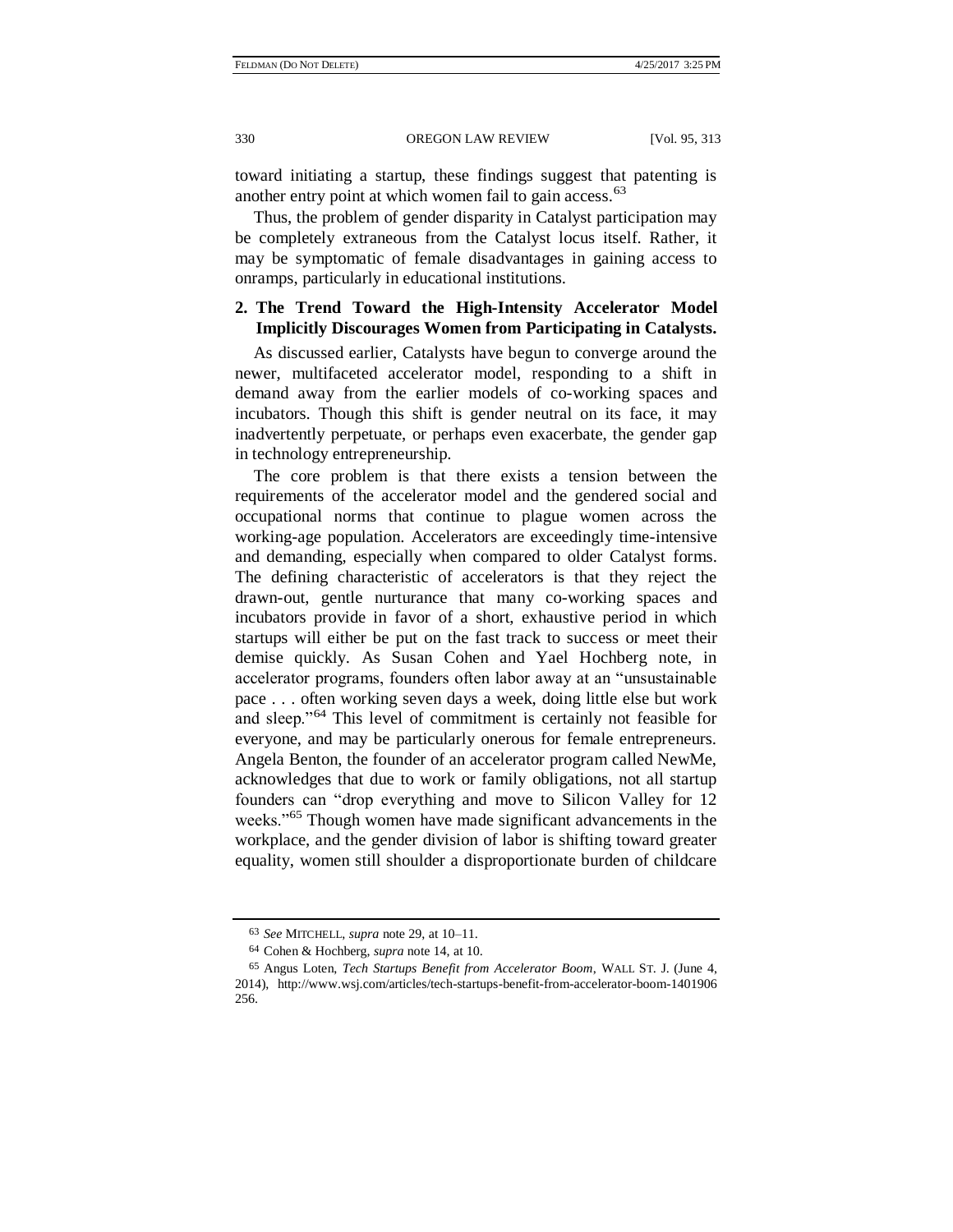toward initiating a startup, these findings suggest that patenting is another entry point at which women fail to gain access.[63]

Thus, the problem of gender disparity in Catalyst participation may be completely extraneous from the Catalyst locus itself. Rather, it may be symptomatic of female disadvantages in gaining access to onramps, particularly in educational institutions.

### 2. The Trend Toward the High-Intensity Accelerator Model Implicitly Discourages Women from Participating in Catalysts.

As discussed earlier, Catalysts have begun to converge around the newer, multifaceted accelerator model, responding to a shift in demand away from the earlier models of co-working spaces and incubators. Though this shift is gender neutral on its face, it may inadvertently perpetuate, or perhaps even exacerbate, the gender gap in technology entrepreneurship.

The core problem is that there exists a tension between the requirements of the accelerator model and the gendered social and occupational norms that continue to plague women across the working-age population. Accelerators are exceedingly time-intensive and demanding, especially when compared to older Catalyst forms. The defining characteristic of accelerators is that they reject the drawn-out, gentle nurturance that many co-working spaces and incubators provide in favor of a short, exhaustive period in which startups will either be put on the fast track to success or meet their demise quickly. As Susan Cohen and Yael Hochberg note, in accelerator programs, founders often labor away at an "unsustainable pace . . . often working seven days a week, doing little else but work and sleep."[64] This level of commitment is certainly not feasible for everyone, and may be particularly onerous for female entrepreneurs. Angela Benton, the founder of an accelerator program called NewMe, acknowledges that due to work or family obligations, not all startup founders can "drop everything and move to Silicon Valley for 12 weeks."[65] Though women have made significant advancements in the workplace, and the gender division of labor is shifting toward greater equality, women still shoulder a disproportionate burden of childcare

---

[63] *See* MITCHELL, *supra* note 29, at 10–11.

[64] Cohen & Hochberg, *supra* note 14, at 10.

[65] Angus Loten, *Tech Startups Benefit from Accelerator Boom*, WALL ST. J. (June 4, 2014), http://www.wsj.com/articles/tech-startups-benefit-from-accelerator-boom-1401906256.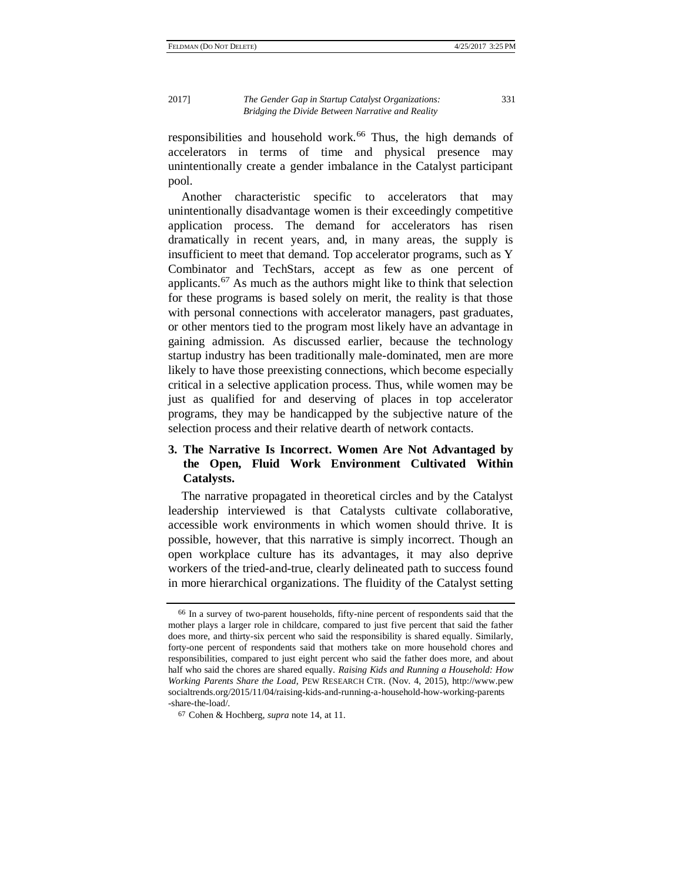responsibilities and household work.[66] Thus, the high demands of accelerators in terms of time and physical presence may unintentionally create a gender imbalance in the Catalyst participant pool.

Another characteristic specific to accelerators that may unintentionally disadvantage women is their exceedingly competitive application process. The demand for accelerators has risen dramatically in recent years, and, in many areas, the supply is insufficient to meet that demand. Top accelerator programs, such as Y Combinator and TechStars, accept as few as one percent of applicants.[67] As much as the authors might like to think that selection for these programs is based solely on merit, the reality is that those with personal connections with accelerator managers, past graduates, or other mentors tied to the program most likely have an advantage in gaining admission. As discussed earlier, because the technology startup industry has been traditionally male-dominated, men are more likely to have those preexisting connections, which become especially critical in a selective application process. Thus, while women may be just as qualified for and deserving of places in top accelerator programs, they may be handicapped by the subjective nature of the selection process and their relative dearth of network contacts.

### 3. The Narrative Is Incorrect. Women Are Not Advantaged by the Open, Fluid Work Environment Cultivated Within Catalysts.

The narrative propagated in theoretical circles and by the Catalyst leadership interviewed is that Catalysts cultivate collaborative, accessible work environments in which women should thrive. It is possible, however, that this narrative is simply incorrect. Though an open workplace culture has its advantages, it may also deprive workers of the tried-and-true, clearly delineated path to success found in more hierarchical organizations. The fluidity of the Catalyst setting

---

[66] In a survey of two-parent households, fifty-nine percent of respondents said that the mother plays a larger role in childcare, compared to just five percent that said the father does more, and thirty-six percent who said the responsibility is shared equally. Similarly, forty-one percent of respondents said that mothers take on more household chores and responsibilities, compared to just eight percent who said the father does more, and about half who said the chores are shared equally. *Raising Kids and Running a Household: How Working Parents Share the Load*, PEW RESEARCH CTR. (Nov. 4, 2015), http://www.pewsocialtrends.org/2015/11/04/raising-kids-and-running-a-household-how-working-parents-share-the-load/.

[67] Cohen & Hochberg, *supra* note 14, at 11.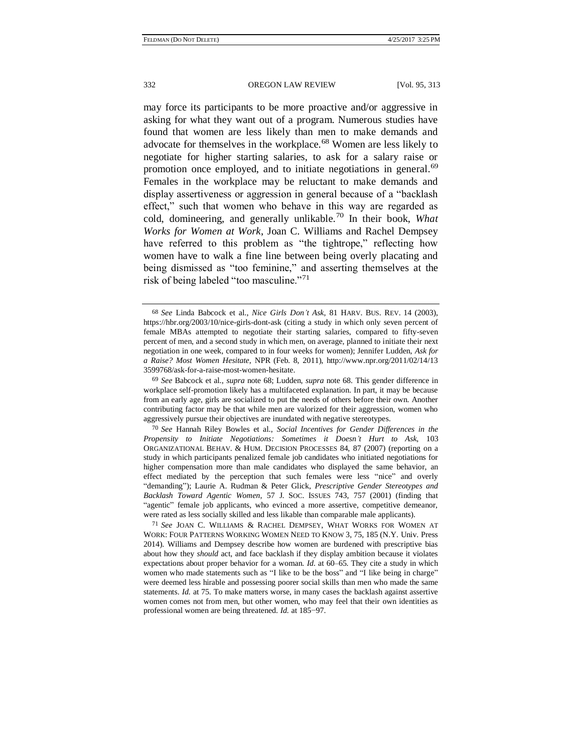may force its participants to be more proactive and/or aggressive in asking for what they want out of a program. Numerous studies have found that women are less likely than men to make demands and advocate for themselves in the workplace.[68] Women are less likely to negotiate for higher starting salaries, to ask for a salary raise or promotion once employed, and to initiate negotiations in general.[69] Females in the workplace may be reluctant to make demands and display assertiveness or aggression in general because of a "backlash effect," such that women who behave in this way are regarded as cold, domineering, and generally unlikable.[70] In their book, *What Works for Women at Work*, Joan C. Williams and Rachel Dempsey have referred to this problem as "the tightrope," reflecting how women have to walk a fine line between being overly placating and being dismissed as "too feminine," and asserting themselves at the risk of being labeled "too masculine."[71]

---

68 *See* Linda Babcock et al., *Nice Girls Don't Ask*, 81 HARV. BUS. REV. 14 (2003), https://hbr.org/2003/10/nice-girls-dont-ask (citing a study in which only seven percent of female MBAs attempted to negotiate their starting salaries, compared to fifty-seven percent of men, and a second study in which men, on average, planned to initiate their next negotiation in one week, compared to in four weeks for women); Jennifer Ludden, *Ask for a Raise? Most Women Hesitate*, NPR (Feb. 8, 2011), http://www.npr.org/2011/02/14/133599768/ask-for-a-raise-most-women-hesitate.

69 *See* Babcock et al., *supra* note 68; Ludden, *supra* note 68. This gender difference in workplace self-promotion likely has a multifaceted explanation. In part, it may be because from an early age, girls are socialized to put the needs of others before their own. Another contributing factor may be that while men are valorized for their aggression, women who aggressively pursue their objectives are inundated with negative stereotypes.

70 *See* Hannah Riley Bowles et al., *Social Incentives for Gender Differences in the Propensity to Initiate Negotiations: Sometimes it Doesn't Hurt to Ask*, 103 ORGANIZATIONAL BEHAV. & HUM. DECISION PROCESSES 84, 87 (2007) (reporting on a study in which participants penalized female job candidates who initiated negotiations for higher compensation more than male candidates who displayed the same behavior, an effect mediated by the perception that such females were less "nice" and overly "demanding"); Laurie A. Rudman & Peter Glick, *Prescriptive Gender Stereotypes and Backlash Toward Agentic Women*, 57 J. SOC. ISSUES 743, 757 (2001) (finding that "agentic" female job applicants, who evinced a more assertive, competitive demeanor, were rated as less socially skilled and less likable than comparable male applicants).

71 *See* JOAN C. WILLIAMS & RACHEL DEMPSEY, WHAT WORKS FOR WOMEN AT WORK: FOUR PATTERNS WORKING WOMEN NEED TO KNOW 3, 75, 185 (N.Y. Univ. Press 2014). Williams and Dempsey describe how women are burdened with prescriptive bias about how they *should* act, and face backlash if they display ambition because it violates expectations about proper behavior for a woman. *Id.* at 60–65. They cite a study in which women who made statements such as "I like to be the boss" and "I like being in charge" were deemed less hirable and possessing poorer social skills than men who made the same statements. *Id.* at 75. To make matters worse, in many cases the backlash against assertive women comes not from men, but other women, who may feel that their own identities as professional women are being threatened. *Id.* at 185−97.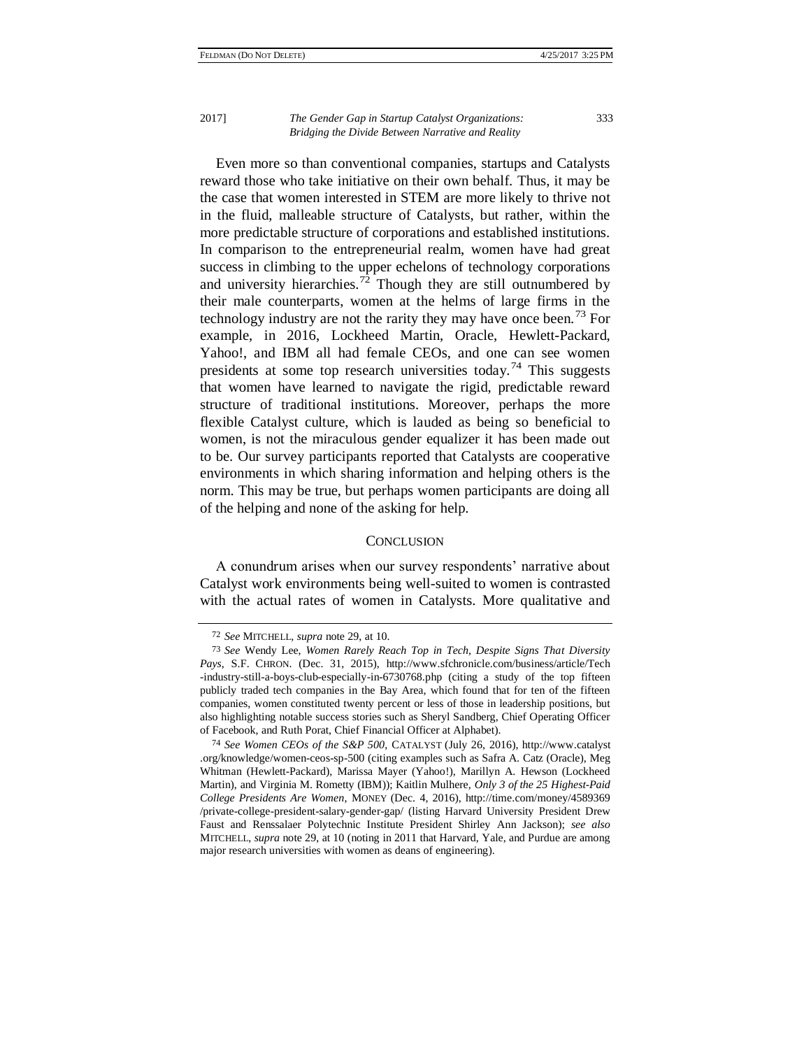Even more so than conventional companies, startups and Catalysts reward those who take initiative on their own behalf. Thus, it may be the case that women interested in STEM are more likely to thrive not in the fluid, malleable structure of Catalysts, but rather, within the more predictable structure of corporations and established institutions. In comparison to the entrepreneurial realm, women have had great success in climbing to the upper echelons of technology corporations and university hierarchies.[72] Though they are still outnumbered by their male counterparts, women at the helms of large firms in the technology industry are not the rarity they may have once been.[73] For example, in 2016, Lockheed Martin, Oracle, Hewlett-Packard, Yahoo!, and IBM all had female CEOs, and one can see women presidents at some top research universities today.[74] This suggests that women have learned to navigate the rigid, predictable reward structure of traditional institutions. Moreover, perhaps the more flexible Catalyst culture, which is lauded as being so beneficial to women, is not the miraculous gender equalizer it has been made out to be. Our survey participants reported that Catalysts are cooperative environments in which sharing information and helping others is the norm. This may be true, but perhaps women participants are doing all of the helping and none of the asking for help.

## CONCLUSION

A conundrum arises when our survey respondents' narrative about Catalyst work environments being well-suited to women is contrasted with the actual rates of women in Catalysts. More qualitative and

---

72 *See* MITCHELL, *supra* note 29, at 10.

73 *See* Wendy Lee, *Women Rarely Reach Top in Tech, Despite Signs That Diversity Pays*, S.F. CHRON. (Dec. 31, 2015), http://www.sfchronicle.com/business/article/Tech-industry-still-a-boys-club-especially-in-6730768.php (citing a study of the top fifteen publicly traded tech companies in the Bay Area, which found that for ten of the fifteen companies, women constituted twenty percent or less of those in leadership positions, but also highlighting notable success stories such as Sheryl Sandberg, Chief Operating Officer of Facebook, and Ruth Porat, Chief Financial Officer at Alphabet).

74 *See Women CEOs of the S&P 500*, CATALYST (July 26, 2016), http://www.catalyst.org/knowledge/women-ceos-sp-500 (citing examples such as Safra A. Catz (Oracle), Meg Whitman (Hewlett-Packard), Marissa Mayer (Yahoo!), Marillyn A. Hewson (Lockheed Martin), and Virginia M. Rometty (IBM)); Kaitlin Mulhere, *Only 3 of the 25 Highest-Paid College Presidents Are Women*, MONEY (Dec. 4, 2016), http://time.com/money/4589369/private-college-president-salary-gender-gap/ (listing Harvard University President Drew Faust and Renssalaer Polytechnic Institute President Shirley Ann Jackson); *see also* MITCHELL, *supra* note 29, at 10 (noting in 2011 that Harvard, Yale, and Purdue are among major research universities with women as deans of engineering).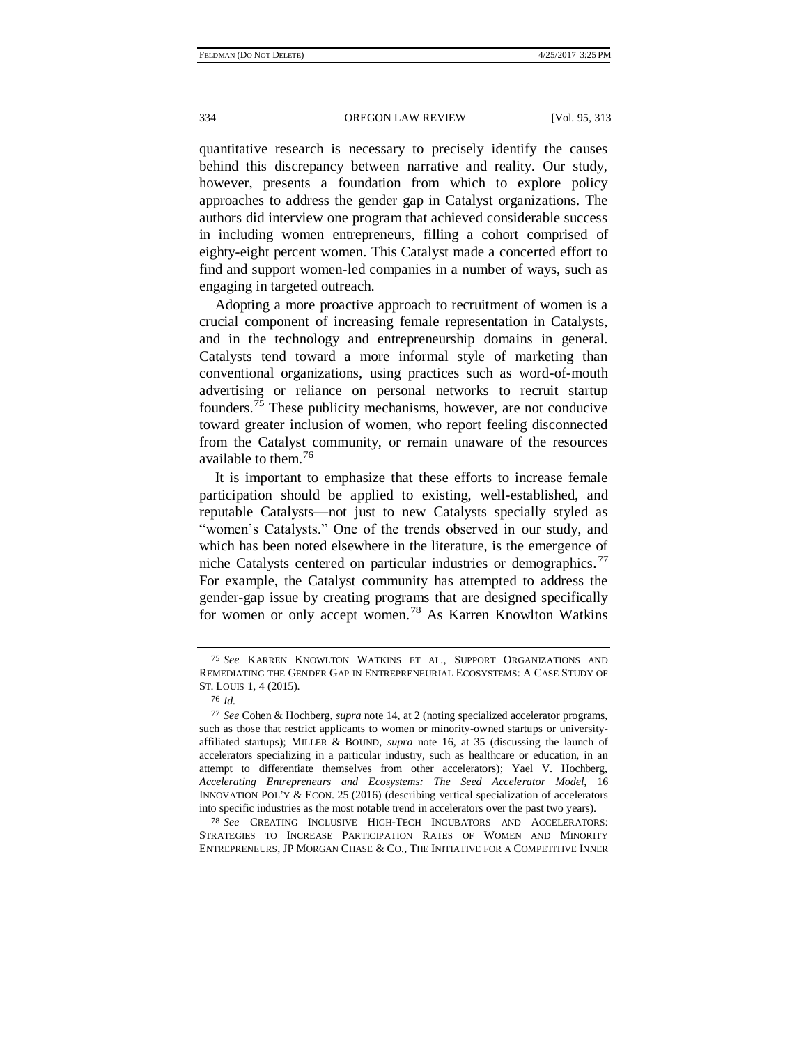quantitative research is necessary to precisely identify the causes behind this discrepancy between narrative and reality. Our study, however, presents a foundation from which to explore policy approaches to address the gender gap in Catalyst organizations. The authors did interview one program that achieved considerable success in including women entrepreneurs, filling a cohort comprised of eighty-eight percent women. This Catalyst made a concerted effort to find and support women-led companies in a number of ways, such as engaging in targeted outreach.

Adopting a more proactive approach to recruitment of women is a crucial component of increasing female representation in Catalysts, and in the technology and entrepreneurship domains in general. Catalysts tend toward a more informal style of marketing than conventional organizations, using practices such as word-of-mouth advertising or reliance on personal networks to recruit startup founders.[75] These publicity mechanisms, however, are not conducive toward greater inclusion of women, who report feeling disconnected from the Catalyst community, or remain unaware of the resources available to them.[76]

It is important to emphasize that these efforts to increase female participation should be applied to existing, well-established, and reputable Catalysts—not just to new Catalysts specially styled as "women's Catalysts." One of the trends observed in our study, and which has been noted elsewhere in the literature, is the emergence of niche Catalysts centered on particular industries or demographics.[77] For example, the Catalyst community has attempted to address the gender-gap issue by creating programs that are designed specifically for women or only accept women.[78] As Karren Knowlton Watkins

---

[75] *See* KARREN KNOWLTON WATKINS ET AL., SUPPORT ORGANIZATIONS AND REMEDIATING THE GENDER GAP IN ENTREPRENEURIAL ECOSYSTEMS: A CASE STUDY OF ST. LOUIS 1, 4 (2015).

[76] *Id.*

[77] *See* Cohen & Hochberg, *supra* note 14, at 2 (noting specialized accelerator programs, such as those that restrict applicants to women or minority-owned startups or university-affiliated startups); MILLER & BOUND, *supra* note 16, at 35 (discussing the launch of accelerators specializing in a particular industry, such as healthcare or education, in an attempt to differentiate themselves from other accelerators); Yael V. Hochberg, *Accelerating Entrepreneurs and Ecosystems: The Seed Accelerator Model*, 16 INNOVATION POL'Y & ECON. 25 (2016) (describing vertical specialization of accelerators into specific industries as the most notable trend in accelerators over the past two years).

[78] *See* CREATING INCLUSIVE HIGH-TECH INCUBATORS AND ACCELERATORS: STRATEGIES TO INCREASE PARTICIPATION RATES OF WOMEN AND MINORITY ENTREPRENEURS, JP MORGAN CHASE & CO., THE INITIATIVE FOR A COMPETITIVE INNER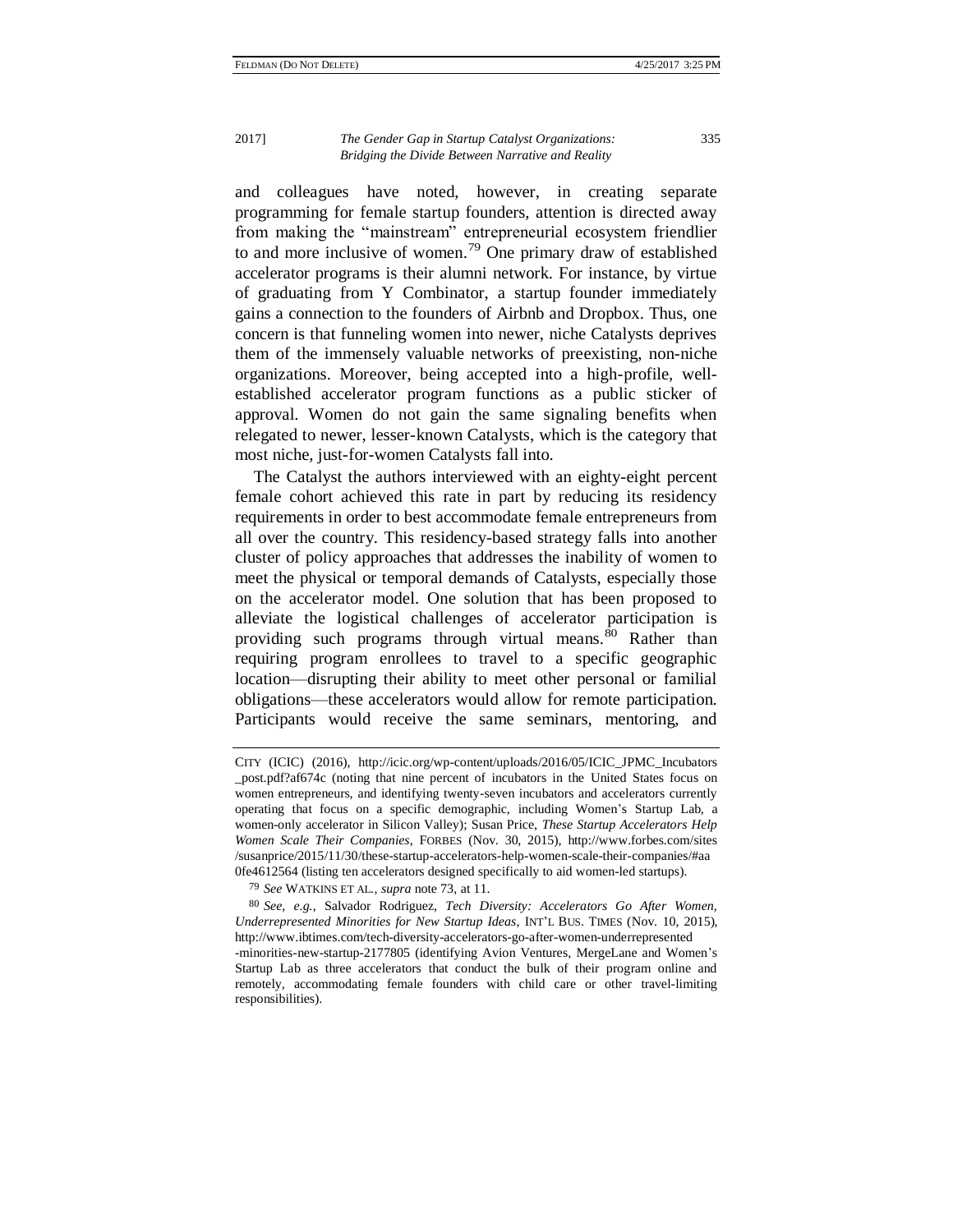and colleagues have noted, however, in creating separate programming for female startup founders, attention is directed away from making the "mainstream" entrepreneurial ecosystem friendlier to and more inclusive of women.[79] One primary draw of established accelerator programs is their alumni network. For instance, by virtue of graduating from Y Combinator, a startup founder immediately gains a connection to the founders of Airbnb and Dropbox. Thus, one concern is that funneling women into newer, niche Catalysts deprives them of the immensely valuable networks of preexisting, non-niche organizations. Moreover, being accepted into a high-profile, well-established accelerator program functions as a public sticker of approval. Women do not gain the same signaling benefits when relegated to newer, lesser-known Catalysts, which is the category that most niche, just-for-women Catalysts fall into.

The Catalyst the authors interviewed with an eighty-eight percent female cohort achieved this rate in part by reducing its residency requirements in order to best accommodate female entrepreneurs from all over the country. This residency-based strategy falls into another cluster of policy approaches that addresses the inability of women to meet the physical or temporal demands of Catalysts, especially those on the accelerator model. One solution that has been proposed to alleviate the logistical challenges of accelerator participation is providing such programs through virtual means.[80] Rather than requiring program enrollees to travel to a specific geographic location—disrupting their ability to meet other personal or familial obligations—these accelerators would allow for remote participation. Participants would receive the same seminars, mentoring, and

---

CITY (ICIC) (2016), http://icic.org/wp-content/uploads/2016/05/ICIC_JPMC_Incubators_post.pdf?af674c (noting that nine percent of incubators in the United States focus on women entrepreneurs, and identifying twenty-seven incubators and accelerators currently operating that focus on a specific demographic, including Women's Startup Lab, a women-only accelerator in Silicon Valley); Susan Price, *These Startup Accelerators Help Women Scale Their Companies*, FORBES (Nov. 30, 2015), http://www.forbes.com/sites/susanprice/2015/11/30/these-startup-accelerators-help-women-scale-their-companies/#aa0fe4612564 (listing ten accelerators designed specifically to aid women-led startups).

[79] *See* WATKINS ET AL., *supra* note 73, at 11.

[80] *See, e.g.*, Salvador Rodriguez, *Tech Diversity: Accelerators Go After Women, Underrepresented Minorities for New Startup Ideas*, INT'L BUS. TIMES (Nov. 10, 2015), http://www.ibtimes.com/tech-diversity-accelerators-go-after-women-underrepresented-minorities-new-startup-2177805 (identifying Avion Ventures, MergeLane and Women's Startup Lab as three accelerators that conduct the bulk of their program online and remotely, accommodating female founders with child care or other travel-limiting responsibilities).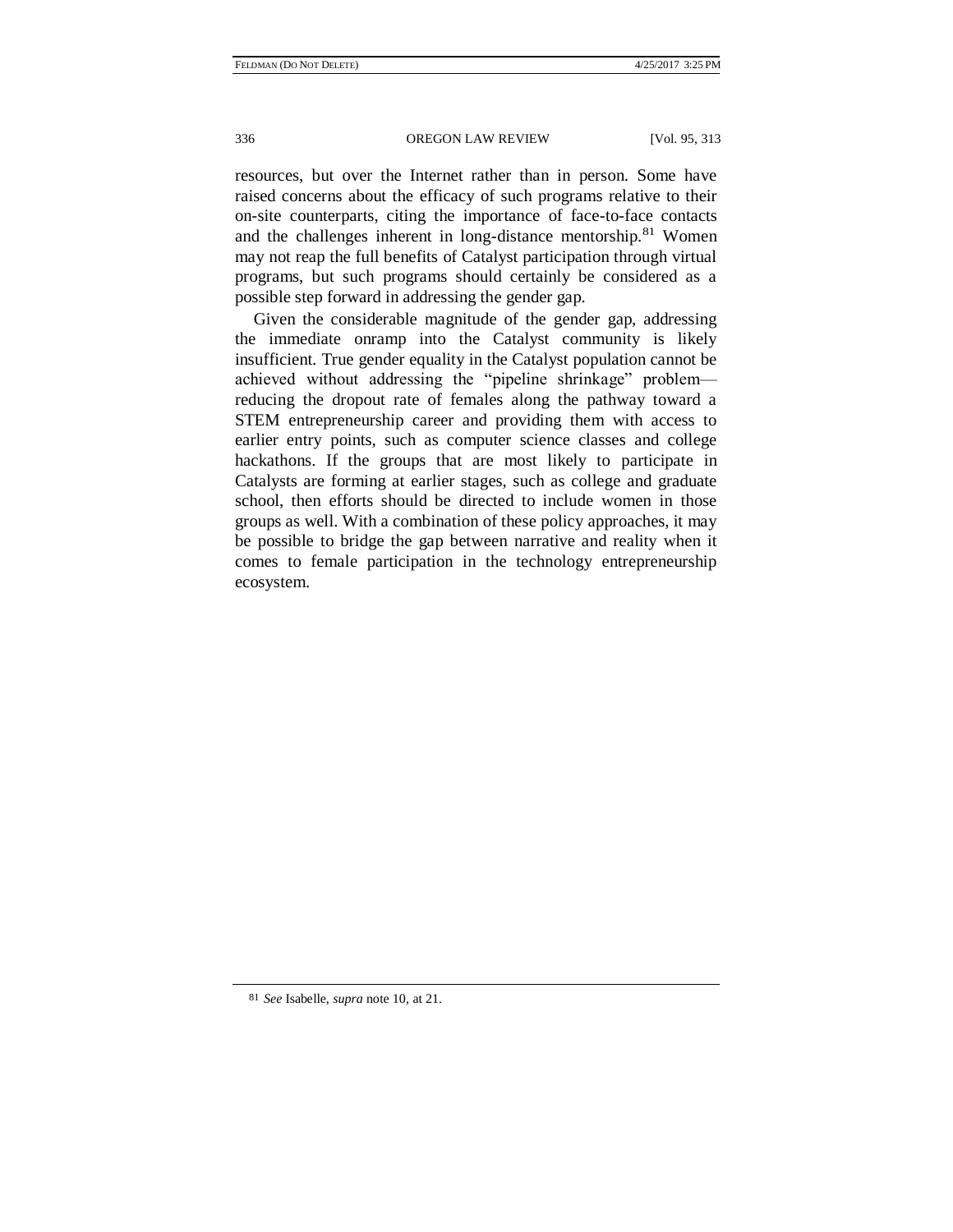resources, but over the Internet rather than in person. Some have raised concerns about the efficacy of such programs relative to their on-site counterparts, citing the importance of face-to-face contacts and the challenges inherent in long-distance mentorship.[81] Women may not reap the full benefits of Catalyst participation through virtual programs, but such programs should certainly be considered as a possible step forward in addressing the gender gap.

Given the considerable magnitude of the gender gap, addressing the immediate onramp into the Catalyst community is likely insufficient. True gender equality in the Catalyst population cannot be achieved without addressing the "pipeline shrinkage" problem—reducing the dropout rate of females along the pathway toward a STEM entrepreneurship career and providing them with access to earlier entry points, such as computer science classes and college hackathons. If the groups that are most likely to participate in Catalysts are forming at earlier stages, such as college and graduate school, then efforts should be directed to include women in those groups as well. With a combination of these policy approaches, it may be possible to bridge the gap between narrative and reality when it comes to female participation in the technology entrepreneurship ecosystem.

---

[81] *See* Isabelle, *supra* note 10, at 21.